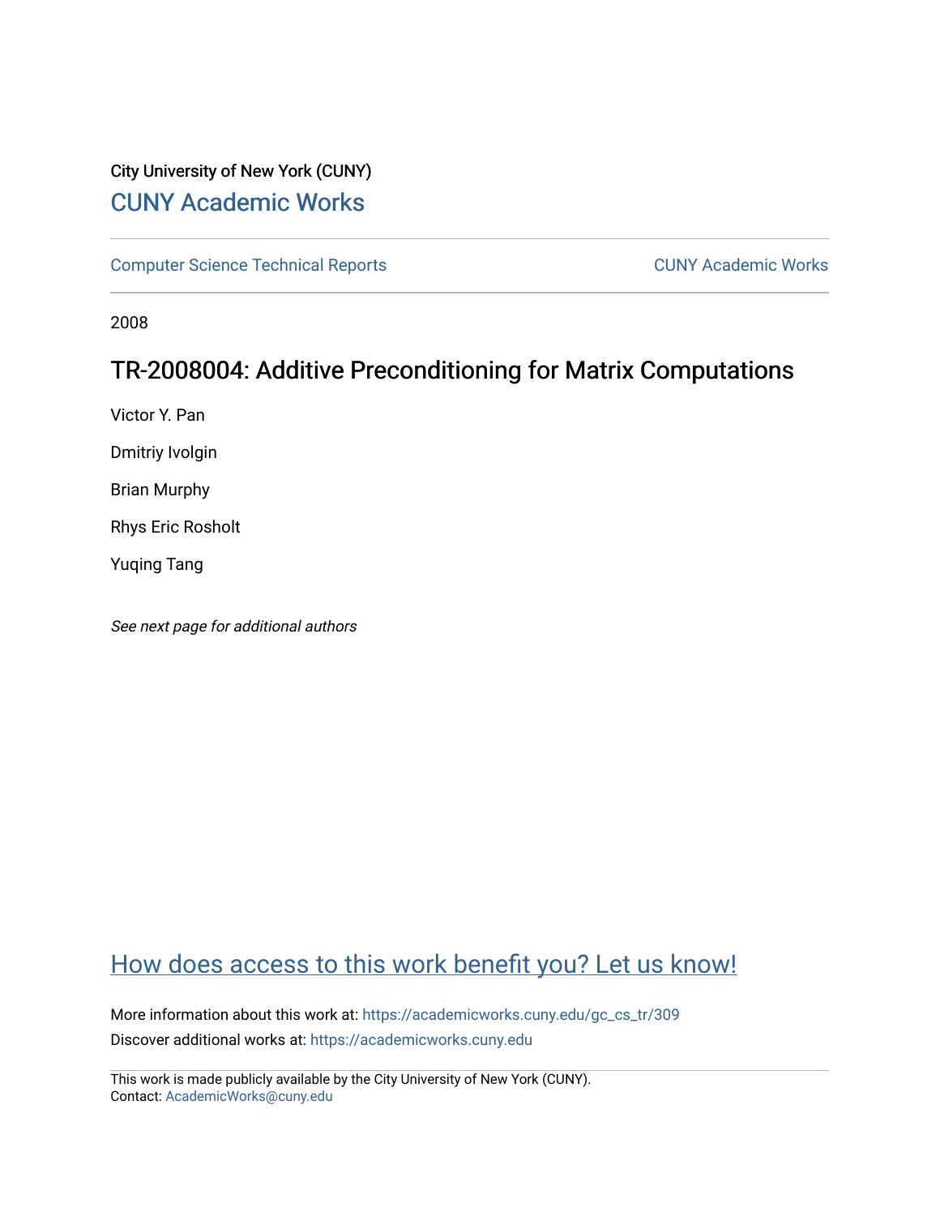City University of New York (CUNY)

CUNY Academic Works

Computer Science Technical Reports | CUNY Academic Works

2008

# TR-2008004: Additive Preconditioning for Matrix Computations

Victor Y. Pan

Dmitriy Ivolgin

Brian Murphy

Rhys Eric Rosholt

Yuqing Tang

*See next page for additional authors*

How does access to this work benefit you? Let us know!

More information about this work at: https://academicworks.cuny.edu/gc_cs_tr/309

Discover additional works at: https://academicworks.cuny.edu

This work is made publicly available by the City University of New York (CUNY).
Contact: AcademicWorks@cuny.edu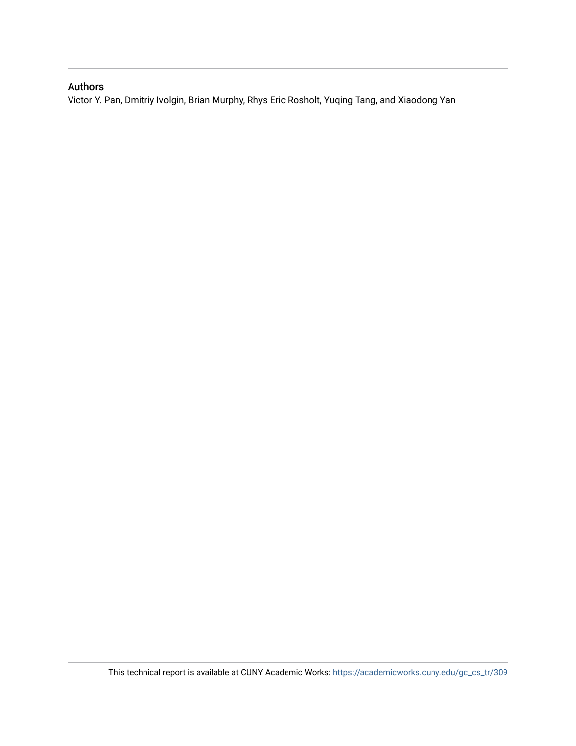## Authors

Victor Y. Pan, Dmitriy Ivolgin, Brian Murphy, Rhys Eric Rosholt, Yuqing Tang, and Xiaodong Yan

This technical report is available at CUNY Academic Works: https://academicworks.cuny.edu/gc_cs_tr/309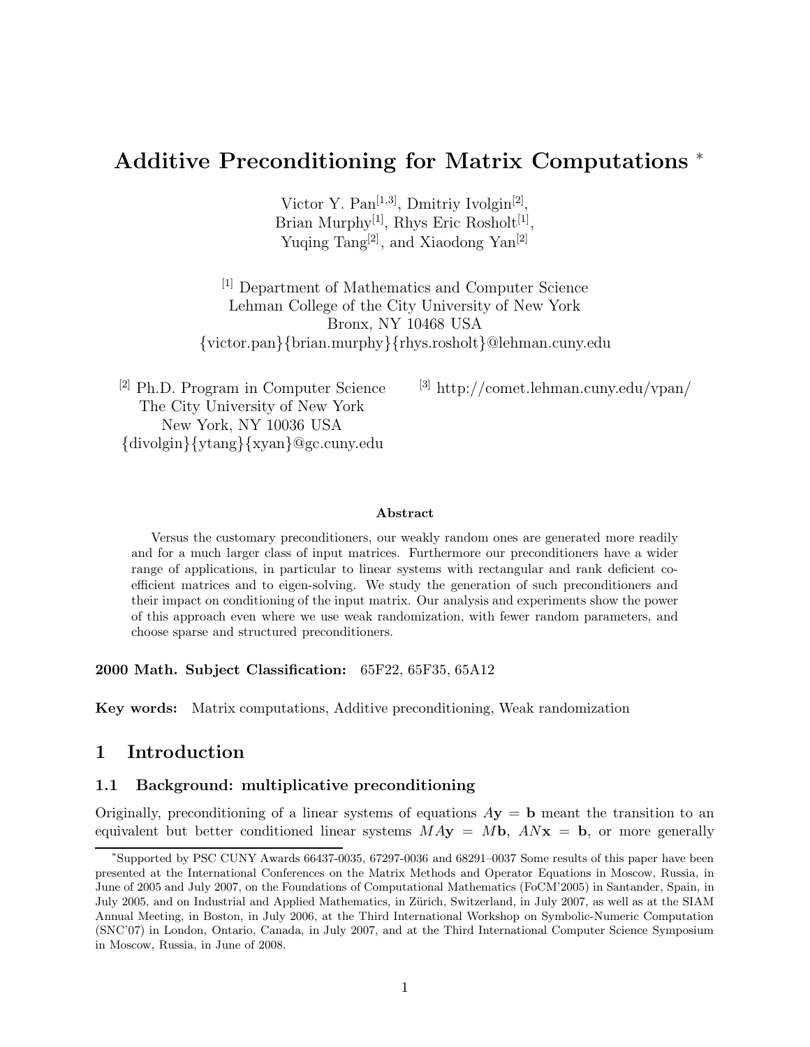# Additive Preconditioning for Matrix Computations *

Victor Y. Pan[1,3], Dmitriy Ivolgin[2],
Brian Murphy[1], Rhys Eric Rosholt[1],
Yuqing Tang[2], and Xiaodong Yan[2]

[1] Department of Mathematics and Computer Science
Lehman College of the City University of New York
Bronx, NY 10468 USA
{victor.pan}{brian.murphy}{rhys.rosholt}@lehman.cuny.edu

[2] Ph.D. Program in Computer Science
The City University of New York
New York, NY 10036 USA
{divolgin}{ytang}{xyan}@gc.cuny.edu

[3] http://comet.lehman.cuny.edu/vpan/

**Abstract**

Versus the customary preconditioners, our weakly random ones are generated more readily and for a much larger class of input matrices. Furthermore our preconditioners have a wider range of applications, in particular to linear systems with rectangular and rank deficient coefficient matrices and to eigen-solving. We study the generation of such preconditioners and their impact on conditioning of the input matrix. Our analysis and experiments show the power of this approach even where we use weak randomization, with fewer random parameters, and choose sparse and structured preconditioners.

**2000 Math. Subject Classification:** 65F22, 65F35, 65A12

**Key words:** Matrix computations, Additive preconditioning, Weak randomization

## 1 Introduction

### 1.1 Background: multiplicative preconditioning

Originally, preconditioning of a linear systems of equations $A\mathbf{y} = \mathbf{b}$ meant the transition to an equivalent but better conditioned linear systems $MA\mathbf{y} = M\mathbf{b}$, $AN\mathbf{x} = \mathbf{b}$, or more generally

---

*Supported by PSC CUNY Awards 66437-0035, 67297-0036 and 68291–0037 Some results of this paper have been presented at the International Conferences on the Matrix Methods and Operator Equations in Moscow, Russia, in June of 2005 and July 2007, on the Foundations of Computational Mathematics (FoCM'2005) in Santander, Spain, in July 2005, and on Industrial and Applied Mathematics, in Zürich, Switzerland, in July 2007, as well as at the SIAM Annual Meeting, in Boston, in July 2006, at the Third International Workshop on Symbolic-Numeric Computation (SNC'07) in London, Ontario, Canada, in July 2007, and at the Third International Computer Science Symposium in Moscow, Russia, in June of 2008.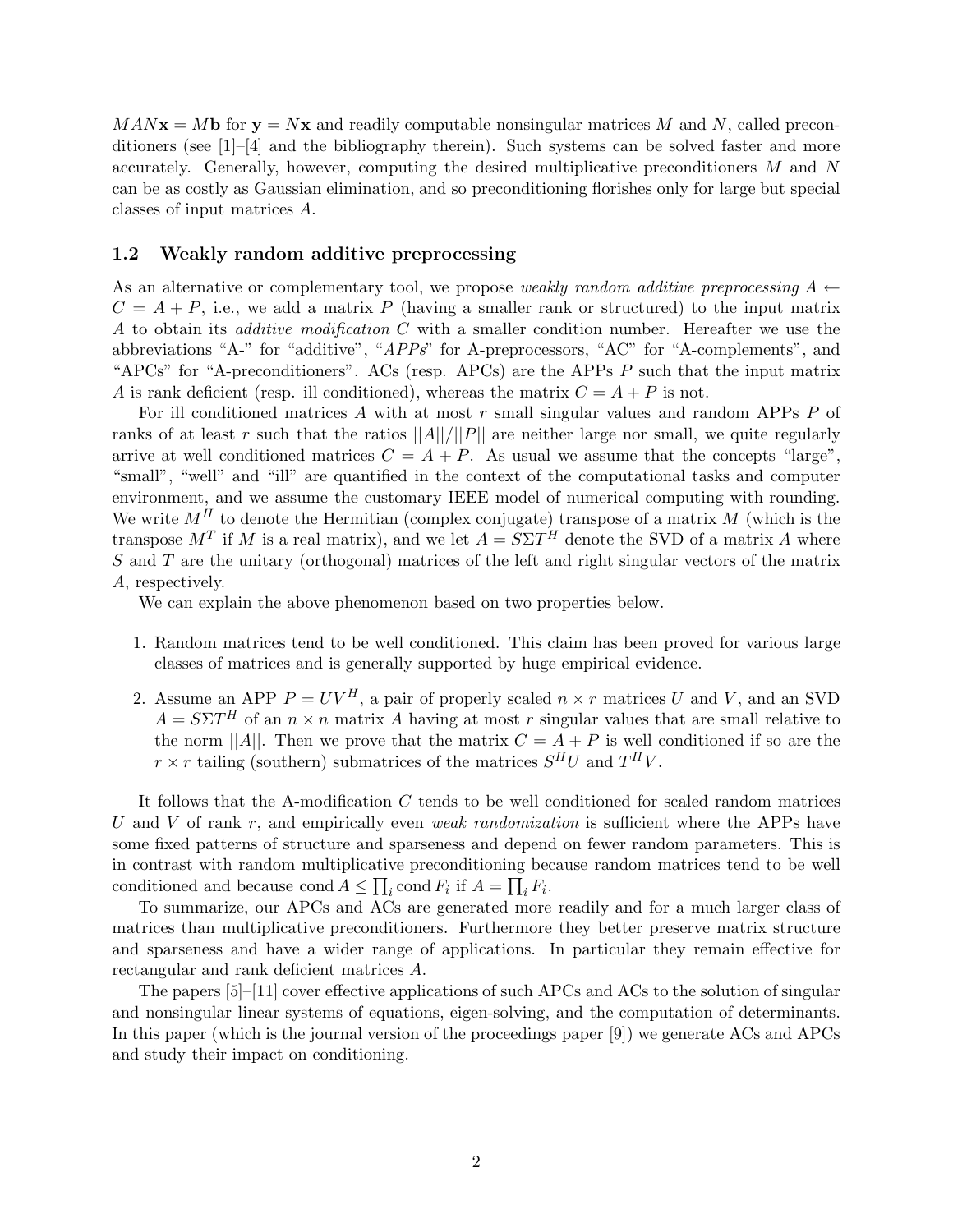$MAN\mathbf{x} = M\mathbf{b}$ for $\mathbf{y} = N\mathbf{x}$ and readily computable nonsingular matrices $M$ and $N$, called preconditioners (see [1]–[4] and the bibliography therein). Such systems can be solved faster and more accurately. Generally, however, computing the desired multiplicative preconditioners $M$ and $N$ can be as costly as Gaussian elimination, and so preconditioning florishes only for large but special classes of input matrices $A$.

### 1.2 Weakly random additive preprocessing

As an alternative or complementary tool, we propose *weakly random additive preprocessing* $A \leftarrow C = A + P$, i.e., we add a matrix $P$ (having a smaller rank or structured) to the input matrix $A$ to obtain its *additive modification* $C$ with a smaller condition number. Hereafter we use the abbreviations "A-" for "additive", "*APPs*" for A-preprocessors, "AC" for "A-complements", and "APCs" for "A-preconditioners". ACs (resp. APCs) are the APPs $P$ such that the input matrix $A$ is rank deficient (resp. ill conditioned), whereas the matrix $C = A + P$ is not.

For ill conditioned matrices $A$ with at most $r$ small singular values and random APPs $P$ of ranks of at least $r$ such that the ratios $||A||/||P||$ are neither large nor small, we quite regularly arrive at well conditioned matrices $C = A + P$. As usual we assume that the concepts "large", "small", "well" and "ill" are quantified in the context of the computational tasks and computer environment, and we assume the customary IEEE model of numerical computing with rounding. We write $M^H$ to denote the Hermitian (complex conjugate) transpose of a matrix $M$ (which is the transpose $M^T$ if $M$ is a real matrix), and we let $A = S\Sigma T^H$ denote the SVD of a matrix $A$ where $S$ and $T$ are the unitary (orthogonal) matrices of the left and right singular vectors of the matrix $A$, respectively.

We can explain the above phenomenon based on two properties below.

1. Random matrices tend to be well conditioned. This claim has been proved for various large classes of matrices and is generally supported by huge empirical evidence.

2. Assume an APP $P = UV^H$, a pair of properly scaled $n \times r$ matrices $U$ and $V$, and an SVD $A = S\Sigma T^H$ of an $n \times n$ matrix $A$ having at most $r$ singular values that are small relative to the norm $||A||$. Then we prove that the matrix $C = A + P$ is well conditioned if so are the $r \times r$ tailing (southern) submatrices of the matrices $S^H U$ and $T^H V$.

It follows that the A-modification $C$ tends to be well conditioned for scaled random matrices $U$ and $V$ of rank $r$, and empirically even *weak randomization* is sufficient where the APPs have some fixed patterns of structure and sparseness and depend on fewer random parameters. This is in contrast with random multiplicative preconditioning because random matrices tend to be well conditioned and because $\operatorname{cond} A \leq \prod_i \operatorname{cond} F_i$ if $A = \prod_i F_i$.

To summarize, our APCs and ACs are generated more readily and for a much larger class of matrices than multiplicative preconditioners. Furthermore they better preserve matrix structure and sparseness and have a wider range of applications. In particular they remain effective for rectangular and rank deficient matrices $A$.

The papers [5]–[11] cover effective applications of such APCs and ACs to the solution of singular and nonsingular linear systems of equations, eigen-solving, and the computation of determinants. In this paper (which is the journal version of the proceedings paper [9]) we generate ACs and APCs and study their impact on conditioning.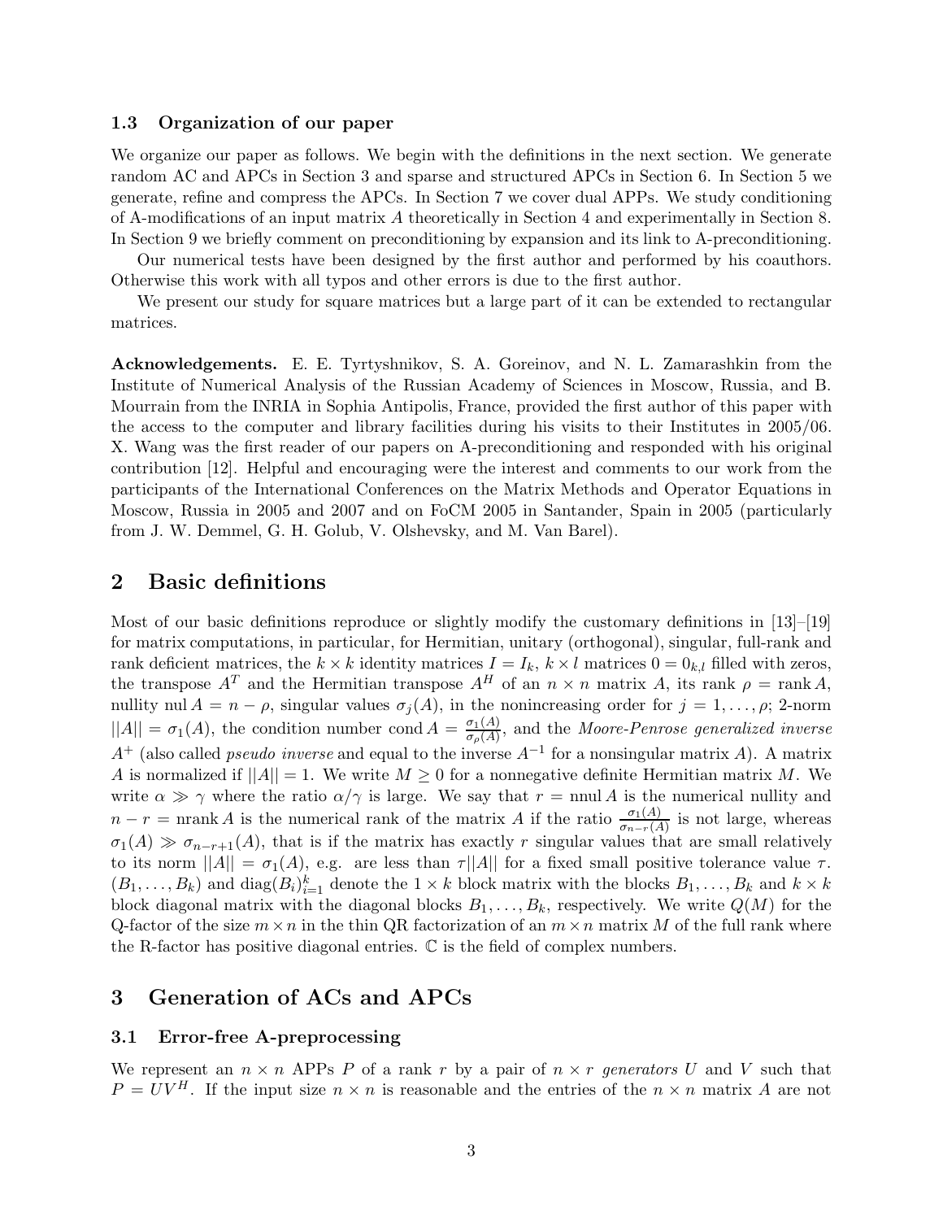### 1.3 Organization of our paper

We organize our paper as follows. We begin with the definitions in the next section. We generate random AC and APCs in Section 3 and sparse and structured APCs in Section 6. In Section 5 we generate, refine and compress the APCs. In Section 7 we cover dual APPs. We study conditioning of A-modifications of an input matrix $A$ theoretically in Section 4 and experimentally in Section 8. In Section 9 we briefly comment on preconditioning by expansion and its link to A-preconditioning.

Our numerical tests have been designed by the first author and performed by his coauthors. Otherwise this work with all typos and other errors is due to the first author.

We present our study for square matrices but a large part of it can be extended to rectangular matrices.

**Acknowledgements.** E. E. Tyrtyshnikov, S. A. Goreinov, and N. L. Zamarashkin from the Institute of Numerical Analysis of the Russian Academy of Sciences in Moscow, Russia, and B. Mourrain from the INRIA in Sophia Antipolis, France, provided the first author of this paper with the access to the computer and library facilities during his visits to their Institutes in 2005/06. X. Wang was the first reader of our papers on A-preconditioning and responded with his original contribution [12]. Helpful and encouraging were the interest and comments to our work from the participants of the International Conferences on the Matrix Methods and Operator Equations in Moscow, Russia in 2005 and 2007 and on FoCM 2005 in Santander, Spain in 2005 (particularly from J. W. Demmel, G. H. Golub, V. Olshevsky, and M. Van Barel).

## 2 Basic definitions

Most of our basic definitions reproduce or slightly modify the customary definitions in [13]–[19] for matrix computations, in particular, for Hermitian, unitary (orthogonal), singular, full-rank and rank deficient matrices, the $k \times k$ identity matrices $I = I_k$, $k \times l$ matrices $0 = 0_{k,l}$ filled with zeros, the transpose $A^T$ and the Hermitian transpose $A^H$ of an $n \times n$ matrix $A$, its rank $\rho = \operatorname{rank} A$, nullity $\operatorname{nul} A = n - \rho$, singular values $\sigma_j(A)$, in the nonincreasing order for $j = 1, \dots, \rho$; 2-norm $||A|| = \sigma_1(A)$, the condition number $\operatorname{cond} A = \frac{\sigma_1(A)}{\sigma_\rho(A)}$, and the *Moore-Penrose generalized inverse* $A^+$ (also called *pseudo inverse* and equal to the inverse $A^{-1}$ for a nonsingular matrix $A$). A matrix $A$ is normalized if $||A|| = 1$. We write $M \geq 0$ for a nonnegative definite Hermitian matrix $M$. We write $\alpha \gg \gamma$ where the ratio $\alpha/\gamma$ is large. We say that $r = \operatorname{nnul} A$ is the numerical nullity and $n - r = \operatorname{nrank} A$ is the numerical rank of the matrix $A$ if the ratio $\frac{\sigma_1(A)}{\sigma_{n-r}(A)}$ is not large, whereas $\sigma_1(A) \gg \sigma_{n-r+1}(A)$, that is if the matrix has exactly $r$ singular values that are small relatively to its norm $||A|| = \sigma_1(A)$, e.g. are less than $\tau||A||$ for a fixed small positive tolerance value $\tau$. $(B_1, \dots, B_k)$ and $\operatorname{diag}(B_i)_{i=1}^k$ denote the $1 \times k$ block matrix with the blocks $B_1, \dots, B_k$ and $k \times k$ block diagonal matrix with the diagonal blocks $B_1, \dots, B_k$, respectively. We write $Q(M)$ for the Q-factor of the size $m \times n$ in the thin QR factorization of an $m \times n$ matrix $M$ of the full rank where the R-factor has positive diagonal entries. $\mathbb{C}$ is the field of complex numbers.

## 3 Generation of ACs and APCs

### 3.1 Error-free A-preprocessing

We represent an $n \times n$ APPs $P$ of a rank $r$ by a pair of $n \times r$ *generators* $U$ and $V$ such that $P = UV^H$. If the input size $n \times n$ is reasonable and the entries of the $n \times n$ matrix $A$ are not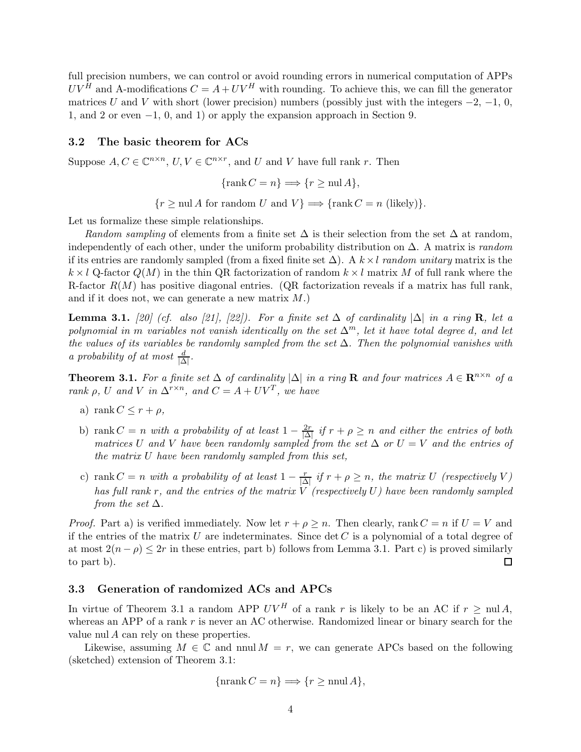full precision numbers, we can control or avoid rounding errors in numerical computation of APPs $UV^H$ and A-modifications $C = A + UV^H$ with rounding. To achieve this, we can fill the generator matrices $U$ and $V$ with short (lower precision) numbers (possibly just with the integers $-2$, $-1$, 0, 1, and 2 or even $-1$, 0, and 1) or apply the expansion approach in Section 9.

### 3.2 The basic theorem for ACs

Suppose $A, C \in \mathbb{C}^{n\times n}$, $U, V \in \mathbb{C}^{n\times r}$, and $U$ and $V$ have full rank $r$. Then

$$\{\operatorname{rank} C = n\} \Longrightarrow \{r \geq \operatorname{nul} A\},$$

$$\{r \geq \operatorname{nul} A \text{ for random } U \text{ and } V\} \Longrightarrow \{\operatorname{rank} C = n \text{ (likely)}\}.$$

Let us formalize these simple relationships.

*Random sampling* of elements from a finite set $\Delta$ is their selection from the set $\Delta$ at random, independently of each other, under the uniform probability distribution on $\Delta$. A matrix is *random* if its entries are randomly sampled (from a fixed finite set $\Delta$). A $k \times l$ *random unitary* matrix is the $k \times l$ Q-factor $Q(M)$ in the thin QR factorization of random $k \times l$ matrix $M$ of full rank where the R-factor $R(M)$ has positive diagonal entries. (QR factorization reveals if a matrix has full rank, and if it does not, we can generate a new matrix $M$.)

**Lemma 3.1.** *[20] (cf. also [21], [22]). For a finite set $\Delta$ of cardinality $|\Delta|$ in a ring $\mathbf{R}$, let a polynomial in $m$ variables not vanish identically on the set $\Delta^m$, let it have total degree $d$, and let the values of its variables be randomly sampled from the set $\Delta$. Then the polynomial vanishes with a probability of at most $\frac{d}{|\Delta|}$.*

**Theorem 3.1.** *For a finite set $\Delta$ of cardinality $|\Delta|$ in a ring $\mathbf{R}$ and four matrices $A \in \mathbf{R}^{n\times n}$ of a rank $\rho$, $U$ and $V$ in $\Delta^{r\times n}$, and $C = A + UV^T$, we have*

a) $\operatorname{rank} C \leq r + \rho$,

b) *$\operatorname{rank} C = n$ with a probability of at least $1 - \frac{2r}{|\Delta|}$ if $r + \rho \geq n$ and either the entries of both matrices $U$ and $V$ have been randomly sampled from the set $\Delta$ or $U = V$ and the entries of the matrix $U$ have been randomly sampled from this set,*

c) *$\operatorname{rank} C = n$ with a probability of at least $1 - \frac{r}{|\Delta|}$ if $r + \rho \geq n$, the matrix $U$ (respectively $V$) has full rank $r$, and the entries of the matrix $V$ (respectively $U$) have been randomly sampled from the set $\Delta$.*

*Proof.* Part a) is verified immediately. Now let $r + \rho \geq n$. Then clearly, $\operatorname{rank} C = n$ if $U = V$ and if the entries of the matrix $U$ are indeterminates. Since $\det C$ is a polynomial of a total degree of at most $2(n - \rho) \leq 2r$ in these entries, part b) follows from Lemma 3.1. Part c) is proved similarly to part b). $\square$

### 3.3 Generation of randomized ACs and APCs

In virtue of Theorem 3.1 a random APP $UV^H$ of a rank $r$ is likely to be an AC if $r \geq \operatorname{nul} A$, whereas an APP of a rank $r$ is never an AC otherwise. Randomized linear or binary search for the value $\operatorname{nul} A$ can rely on these properties.

Likewise, assuming $M \in \mathbb{C}$ and $\operatorname{nnul} M = r$, we can generate APCs based on the following (sketched) extension of Theorem 3.1:

$$\{\operatorname{nrank} C = n\} \Longrightarrow \{r \geq \operatorname{nnul} A\},$$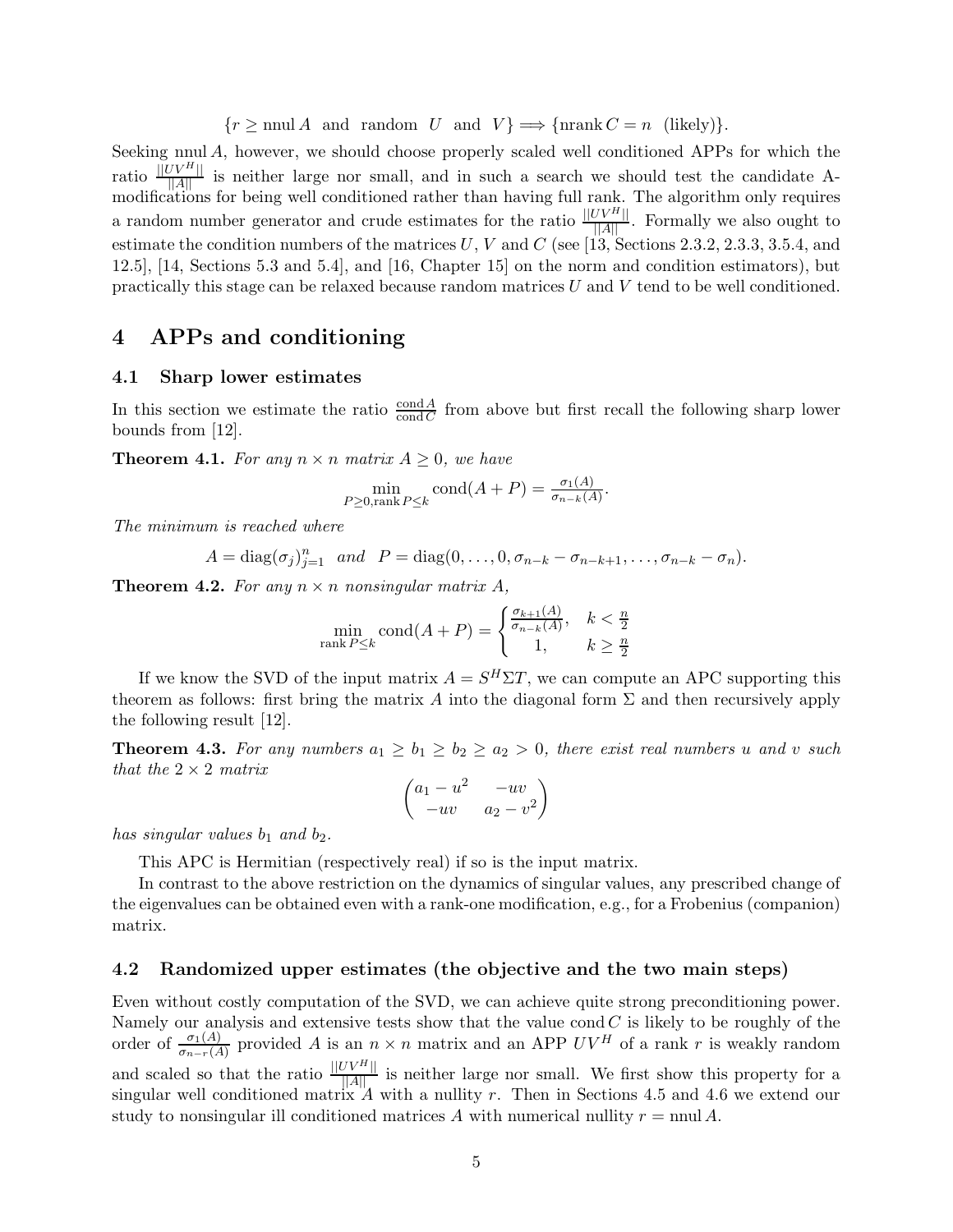$$\{r \geq \text{nnul}\, A \text{ and random } U \text{ and } V\} \Longrightarrow \{\text{nrank}\, C = n \text{ (likely)}\}.$$

Seeking $\text{nnul}\, A$, however, we should choose properly scaled well conditioned APPs for which the ratio $\frac{||UV^H||}{||A||}$ is neither large nor small, and in such a search we should test the candidate A-modifications for being well conditioned rather than having full rank. The algorithm only requires a random number generator and crude estimates for the ratio $\frac{||UV^H||}{||A||}$. Formally we also ought to estimate the condition numbers of the matrices $U$, $V$ and $C$ (see [13, Sections 2.3.2, 2.3.3, 3.5.4, and 12.5], [14, Sections 5.3 and 5.4], and [16, Chapter 15] on the norm and condition estimators), but practically this stage can be relaxed because random matrices $U$ and $V$ tend to be well conditioned.

# 4 APPs and conditioning

## 4.1 Sharp lower estimates

In this section we estimate the ratio $\frac{\text{cond}\, A}{\text{cond}\, C}$ from above but first recall the following sharp lower bounds from [12].

**Theorem 4.1.** *For any $n \times n$ matrix $A \geq 0$, we have*

$$\min_{P \geq 0, \text{rank}\, P \leq k} \text{cond}(A + P) = \tfrac{\sigma_1(A)}{\sigma_{n-k}(A)}.$$

*The minimum is reached where*

$$A = \text{diag}(\sigma_j)_{j=1}^n \quad \text{and} \quad P = \text{diag}(0, \ldots, 0, \sigma_{n-k} - \sigma_{n-k+1}, \ldots, \sigma_{n-k} - \sigma_n).$$

**Theorem 4.2.** *For any $n \times n$ nonsingular matrix $A$,*

$$\min_{\text{rank}\, P \leq k} \text{cond}(A + P) = \begin{cases} \frac{\sigma_{k+1}(A)}{\sigma_{n-k}(A)}, & k < \frac{n}{2} \\ 1, & k \geq \frac{n}{2} \end{cases}$$

If we know the SVD of the input matrix $A = S^H \Sigma T$, we can compute an APC supporting this theorem as follows: first bring the matrix $A$ into the diagonal form $\Sigma$ and then recursively apply the following result [12].

**Theorem 4.3.** *For any numbers $a_1 \geq b_1 \geq b_2 \geq a_2 > 0$, there exist real numbers $u$ and $v$ such that the $2 \times 2$ matrix*

$$\begin{pmatrix} a_1 - u^2 & -uv \\ -uv & a_2 - v^2 \end{pmatrix}$$

*has singular values $b_1$ and $b_2$.*

This APC is Hermitian (respectively real) if so is the input matrix.

In contrast to the above restriction on the dynamics of singular values, any prescribed change of the eigenvalues can be obtained even with a rank-one modification, e.g., for a Frobenius (companion) matrix.

## 4.2 Randomized upper estimates (the objective and the two main steps)

Even without costly computation of the SVD, we can achieve quite strong preconditioning power. Namely our analysis and extensive tests show that the value $\text{cond}\, C$ is likely to be roughly of the order of $\frac{\sigma_1(A)}{\sigma_{n-r}(A)}$ provided $A$ is an $n \times n$ matrix and an APP $UV^H$ of a rank $r$ is weakly random and scaled so that the ratio $\frac{||UV^H||}{||A||}$ is neither large nor small. We first show this property for a singular well conditioned matrix $A$ with a nullity $r$. Then in Sections 4.5 and 4.6 we extend our study to nonsingular ill conditioned matrices $A$ with numerical nullity $r = \text{nnul}\, A$.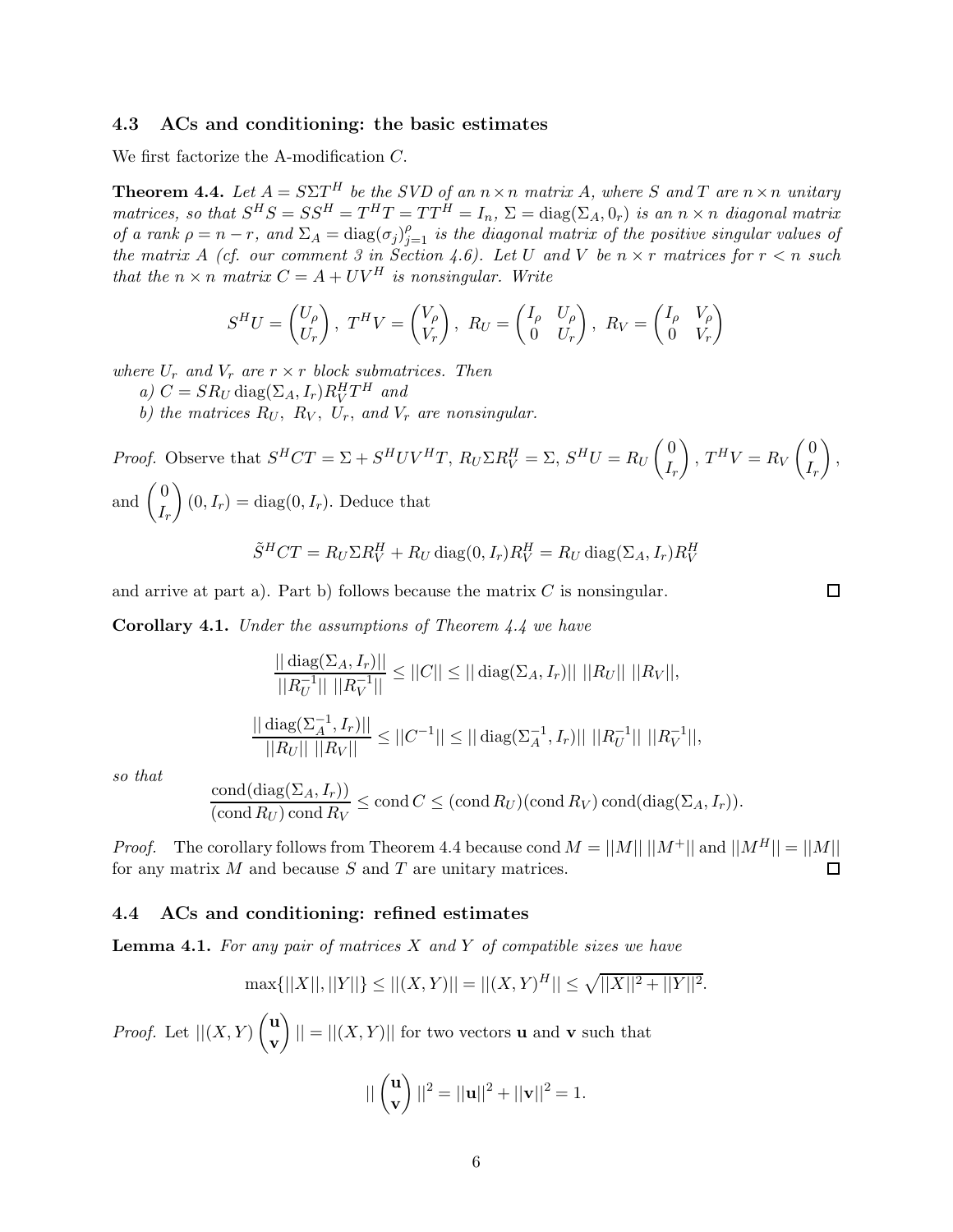### 4.3 ACs and conditioning: the basic estimates

We first factorize the A-modification $C$.

**Theorem 4.4.** *Let $A = S\Sigma T^H$ be the SVD of an $n \times n$ matrix $A$, where $S$ and $T$ are $n \times n$ unitary matrices, so that $S^H S = SS^H = T^H T = TT^H = I_n$, $\Sigma = \operatorname{diag}(\Sigma_A, 0_r)$ is an $n \times n$ diagonal matrix of a rank $\rho = n - r$, and $\Sigma_A = \operatorname{diag}(\sigma_j)_{j=1}^{\rho}$ is the diagonal matrix of the positive singular values of the matrix $A$ (cf. our comment 3 in Section 4.6). Let $U$ and $V$ be $n \times r$ matrices for $r < n$ such that the $n \times n$ matrix $C = A + UV^H$ is nonsingular. Write*

$$S^H U = \begin{pmatrix} U_\rho \\ U_r \end{pmatrix}, \ T^H V = \begin{pmatrix} V_\rho \\ V_r \end{pmatrix}, \ R_U = \begin{pmatrix} I_\rho & U_\rho \\ 0 & U_r \end{pmatrix}, \ R_V = \begin{pmatrix} I_\rho & V_\rho \\ 0 & V_r \end{pmatrix}$$

*where $U_r$ and $V_r$ are $r \times r$ block submatrices. Then*

*a) $C = SR_U \operatorname{diag}(\Sigma_A, I_r) R_V^H T^H$ and*

*b) the matrices $R_U$, $R_V$, $U_r$, and $V_r$ are nonsingular.*

*Proof.* Observe that $S^H CT = \Sigma + S^H UV^H T$, $R_U \Sigma R_V^H = \Sigma$, $S^H U = R_U \begin{pmatrix} 0 \\ I_r \end{pmatrix}$, $T^H V = R_V \begin{pmatrix} 0 \\ I_r \end{pmatrix}$, and $\begin{pmatrix} 0 \\ I_r \end{pmatrix} (0, I_r) = \operatorname{diag}(0, I_r)$. Deduce that

$$\tilde{S}^H CT = R_U \Sigma R_V^H + R_U \operatorname{diag}(0, I_r) R_V^H = R_U \operatorname{diag}(\Sigma_A, I_r) R_V^H$$

and arrive at part a). Part b) follows because the matrix $C$ is nonsingular. $\square$

**Corollary 4.1.** *Under the assumptions of Theorem 4.4 we have*

$$\frac{||\operatorname{diag}(\Sigma_A, I_r)||}{||R_U^{-1}|| \ ||R_V^{-1}||} \leq ||C|| \leq ||\operatorname{diag}(\Sigma_A, I_r)|| \ ||R_U|| \ ||R_V||,$$

$$\frac{||\operatorname{diag}(\Sigma_A^{-1}, I_r)||}{||R_U|| \ ||R_V||} \leq ||C^{-1}|| \leq ||\operatorname{diag}(\Sigma_A^{-1}, I_r)|| \ ||R_U^{-1}|| \ ||R_V^{-1}||,$$

*so that*

$$\frac{\operatorname{cond}(\operatorname{diag}(\Sigma_A, I_r))}{(\operatorname{cond} R_U) \operatorname{cond} R_V} \leq \operatorname{cond} C \leq (\operatorname{cond} R_U)(\operatorname{cond} R_V) \operatorname{cond}(\operatorname{diag}(\Sigma_A, I_r)).$$

*Proof.* The corollary follows from Theorem 4.4 because $\operatorname{cond} M = ||M|| \ ||M^+||$ and $||M^H|| = ||M||$ for any matrix $M$ and because $S$ and $T$ are unitary matrices. $\square$

### 4.4 ACs and conditioning: refined estimates

**Lemma 4.1.** *For any pair of matrices $X$ and $Y$ of compatible sizes we have*

$$\max\{||X||, ||Y||\} \leq ||(X, Y)|| = ||(X, Y)^H|| \leq \sqrt{||X||^2 + ||Y||^2}.$$

*Proof.* Let $||(X, Y) \begin{pmatrix} \mathbf{u} \\ \mathbf{v} \end{pmatrix} || = ||(X, Y)||$ for two vectors $\mathbf{u}$ and $\mathbf{v}$ such that

$$|| \begin{pmatrix} \mathbf{u} \\ \mathbf{v} \end{pmatrix} ||^2 = ||\mathbf{u}||^2 + ||\mathbf{v}||^2 = 1.$$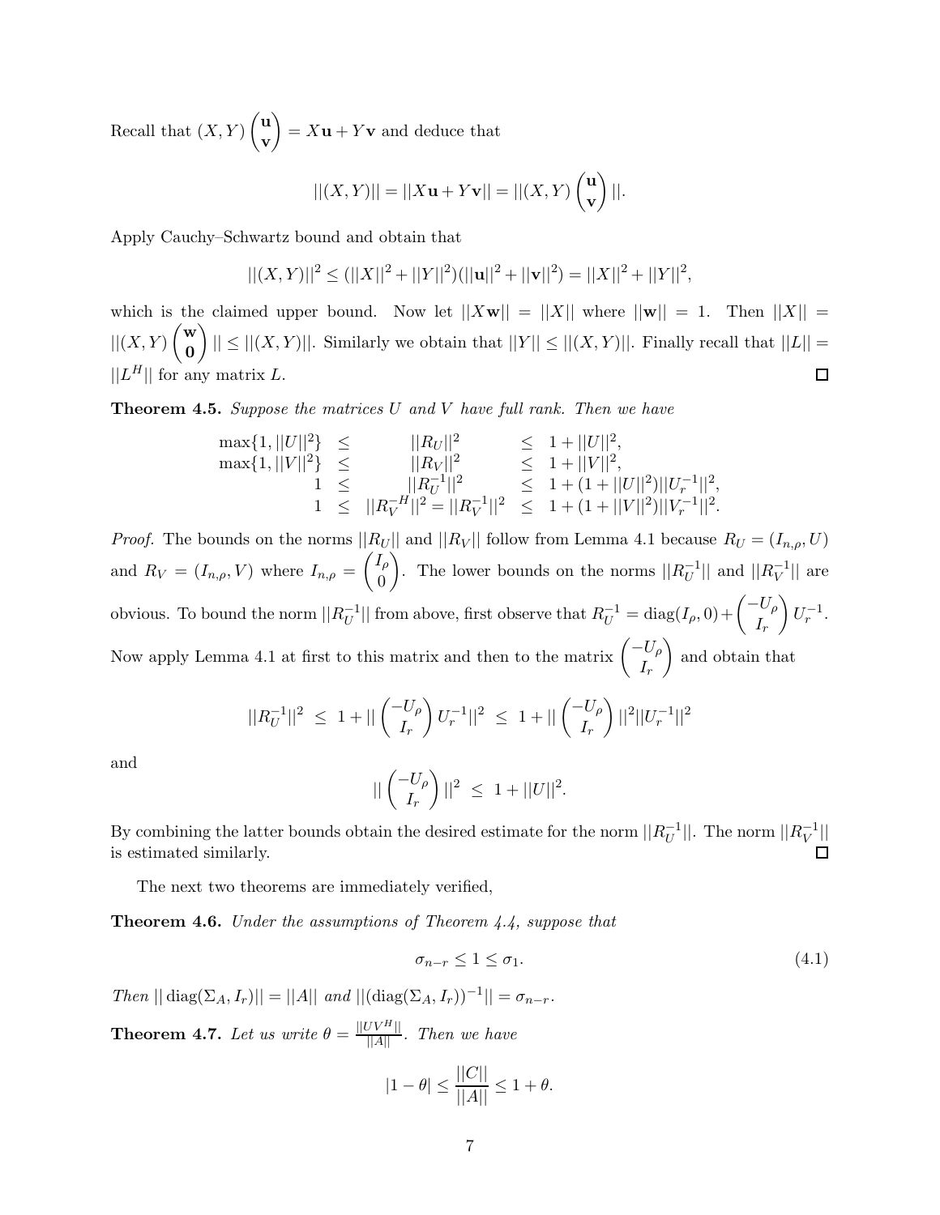Recall that $(X, Y)\begin{pmatrix}\mathbf{u}\\ \mathbf{v}\end{pmatrix} = X\mathbf{u} + Y\mathbf{v}$ and deduce that

$$||(X, Y)|| = ||X\mathbf{u} + Y\mathbf{v}|| = ||(X, Y)\begin{pmatrix}\mathbf{u}\\ \mathbf{v}\end{pmatrix}||.$$

Apply Cauchy–Schwartz bound and obtain that

$$||(X, Y)||^2 \leq (||X||^2 + ||Y||^2)(||\mathbf{u}||^2 + ||\mathbf{v}||^2) = ||X||^2 + ||Y||^2,$$

which is the claimed upper bound. Now let $||X\mathbf{w}|| = ||X||$ where $||\mathbf{w}|| = 1$. Then $||X|| = ||(X, Y)\begin{pmatrix}\mathbf{w}\\ \mathbf{0}\end{pmatrix}|| \leq ||(X, Y)||$. Similarly we obtain that $||Y|| \leq ||(X, Y)||$. Finally recall that $||L|| = ||L^H||$ for any matrix $L$. $\square$

**Theorem 4.5.** *Suppose the matrices $U$ and $V$ have full rank. Then we have*

$$\begin{aligned}
\max\{1, ||U||^2\} &\leq & ||R_U||^2 &\leq 1 + ||U||^2,\\
\max\{1, ||V||^2\} &\leq & ||R_V||^2 &\leq 1 + ||V||^2,\\
1 &\leq & ||R_U^{-1}||^2 &\leq 1 + (1 + ||U||^2)||U_r^{-1}||^2,\\
1 &\leq & ||R_V^{-H}||^2 = ||R_V^{-1}||^2 &\leq 1 + (1 + ||V||^2)||V_r^{-1}||^2.
\end{aligned}$$

*Proof.* The bounds on the norms $||R_U||$ and $||R_V||$ follow from Lemma 4.1 because $R_U = (I_{n,\rho}, U)$ and $R_V = (I_{n,\rho}, V)$ where $I_{n,\rho} = \begin{pmatrix}I_\rho\\ 0\end{pmatrix}$. The lower bounds on the norms $||R_U^{-1}||$ and $||R_V^{-1}||$ are obvious. To bound the norm $||R_U^{-1}||$ from above, first observe that $R_U^{-1} = \operatorname{diag}(I_\rho, 0) + \begin{pmatrix}-U_\rho\\ I_r\end{pmatrix} U_r^{-1}$. Now apply Lemma 4.1 at first to this matrix and then to the matrix $\begin{pmatrix}-U_\rho\\ I_r\end{pmatrix}$ and obtain that

$$||R_U^{-1}||^2 \;\leq\; 1 + ||\begin{pmatrix}-U_\rho\\ I_r\end{pmatrix} U_r^{-1}||^2 \;\leq\; 1 + ||\begin{pmatrix}-U_\rho\\ I_r\end{pmatrix}||^2 ||U_r^{-1}||^2$$

and

$$||\begin{pmatrix}-U_\rho\\ I_r\end{pmatrix}||^2 \;\leq\; 1 + ||U||^2.$$

By combining the latter bounds obtain the desired estimate for the norm $||R_U^{-1}||$. The norm $||R_V^{-1}||$ is estimated similarly. $\square$

The next two theorems are immediately verified,

**Theorem 4.6.** *Under the assumptions of Theorem 4.4, suppose that*

$$\sigma_{n-r} \leq 1 \leq \sigma_1. \tag{4.1}$$

*Then $||\operatorname{diag}(\Sigma_A, I_r)|| = ||A||$ and $||(\operatorname{diag}(\Sigma_A, I_r))^{-1}|| = \sigma_{n-r}$.*

**Theorem 4.7.** *Let us write $\theta = \frac{||UV^H||}{||A||}$. Then we have*

$$|1 - \theta| \leq \frac{||C||}{||A||} \leq 1 + \theta.$$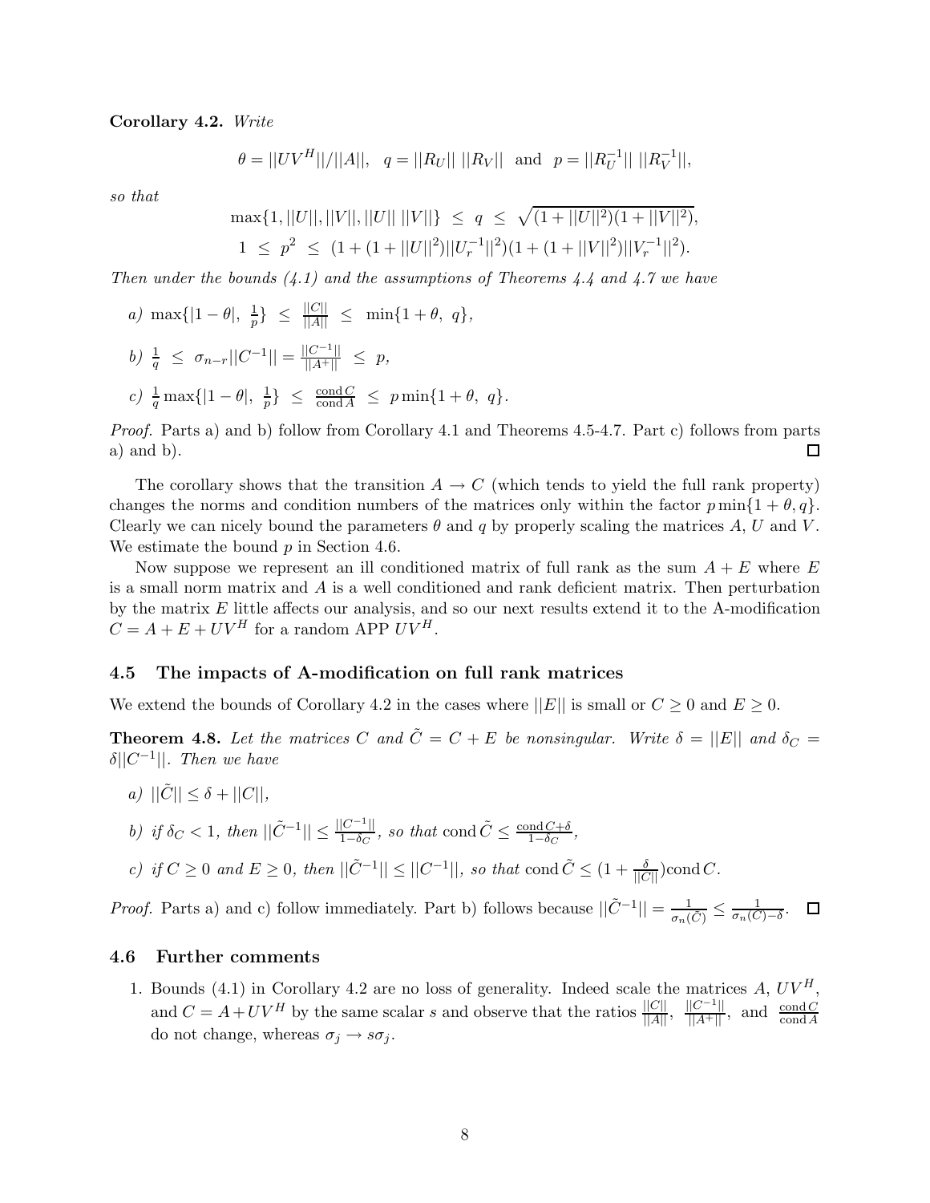**Corollary 4.2.** *Write*

$$\theta = ||UV^H||/||A||, \quad q = ||R_U||\ ||R_V|| \quad \text{and} \quad p = ||R_U^{-1}||\ ||R_V^{-1}||,$$

*so that*

$$\max\{1, ||U||, ||V||, ||U||\ ||V||\} \ \leq \ q \ \leq \ \sqrt{(1+||U||^2)(1+||V||^2)},$$
$$1 \ \leq \ p^2 \ \leq \ (1+(1+||U||^2)||U_r^{-1}||^2)(1+(1+||V||^2)||V_r^{-1}||^2).$$

*Then under the bounds (4.1) and the assumptions of Theorems 4.4 and 4.7 we have*

*a)* $\max\{|1-\theta|,\ \frac{1}{p}\} \ \leq \ \frac{||C||}{||A||} \ \leq \ \min\{1+\theta,\ q\}$,

*b)* $\frac{1}{q} \ \leq \ \sigma_{n-r}||C^{-1}|| = \frac{||C^{-1}||}{||A^+||} \ \leq \ p$,

*c)* $\frac{1}{q}\max\{|1-\theta|,\ \frac{1}{p}\} \ \leq \ \frac{\text{cond}\, C}{\text{cond}\, A} \ \leq \ p\min\{1+\theta,\ q\}$.

*Proof.* Parts a) and b) follow from Corollary 4.1 and Theorems 4.5-4.7. Part c) follows from parts a) and b). $\square$

The corollary shows that the transition $A \rightarrow C$ (which tends to yield the full rank property) changes the norms and condition numbers of the matrices only within the factor $p\min\{1+\theta, q\}$. Clearly we can nicely bound the parameters $\theta$ and $q$ by properly scaling the matrices $A$, $U$ and $V$. We estimate the bound $p$ in Section 4.6.

Now suppose we represent an ill conditioned matrix of full rank as the sum $A+E$ where $E$ is a small norm matrix and $A$ is a well conditioned and rank deficient matrix. Then perturbation by the matrix $E$ little affects our analysis, and so our next results extend it to the A-modification $C = A + E + UV^H$ for a random APP $UV^H$.

### 4.5 The impacts of A-modification on full rank matrices

We extend the bounds of Corollary 4.2 in the cases where $||E||$ is small or $C \geq 0$ and $E \geq 0$.

**Theorem 4.8.** *Let the matrices* $C$ *and* $\tilde{C} = C + E$ *be nonsingular. Write* $\delta = ||E||$ *and* $\delta_C = \delta||C^{-1}||$. *Then we have*

*a)* $||\tilde{C}|| \leq \delta + ||C||$,

*b) if* $\delta_C < 1$, *then* $||\tilde{C}^{-1}|| \leq \frac{||C^{-1}||}{1-\delta_C}$, *so that* $\text{cond}\,\tilde{C} \leq \frac{\text{cond}\, C + \delta}{1-\delta_C}$,

*c) if* $C \geq 0$ *and* $E \geq 0$, *then* $||\tilde{C}^{-1}|| \leq ||C^{-1}||$, *so that* $\text{cond}\,\tilde{C} \leq (1+\frac{\delta}{||C||})\text{cond}\, C$.

*Proof.* Parts a) and c) follow immediately. Part b) follows because $||\tilde{C}^{-1}|| = \frac{1}{\sigma_n(\tilde{C})} \leq \frac{1}{\sigma_n(C)-\delta}$. $\square$

### 4.6 Further comments

1. Bounds (4.1) in Corollary 4.2 are no loss of generality. Indeed scale the matrices $A$, $UV^H$, and $C = A+UV^H$ by the same scalar $s$ and observe that the ratios $\frac{||C||}{||A||}$, $\frac{||C^{-1}||}{||A^+||}$, and $\frac{\text{cond}\, C}{\text{cond}\, A}$ do not change, whereas $\sigma_j \rightarrow s\sigma_j$.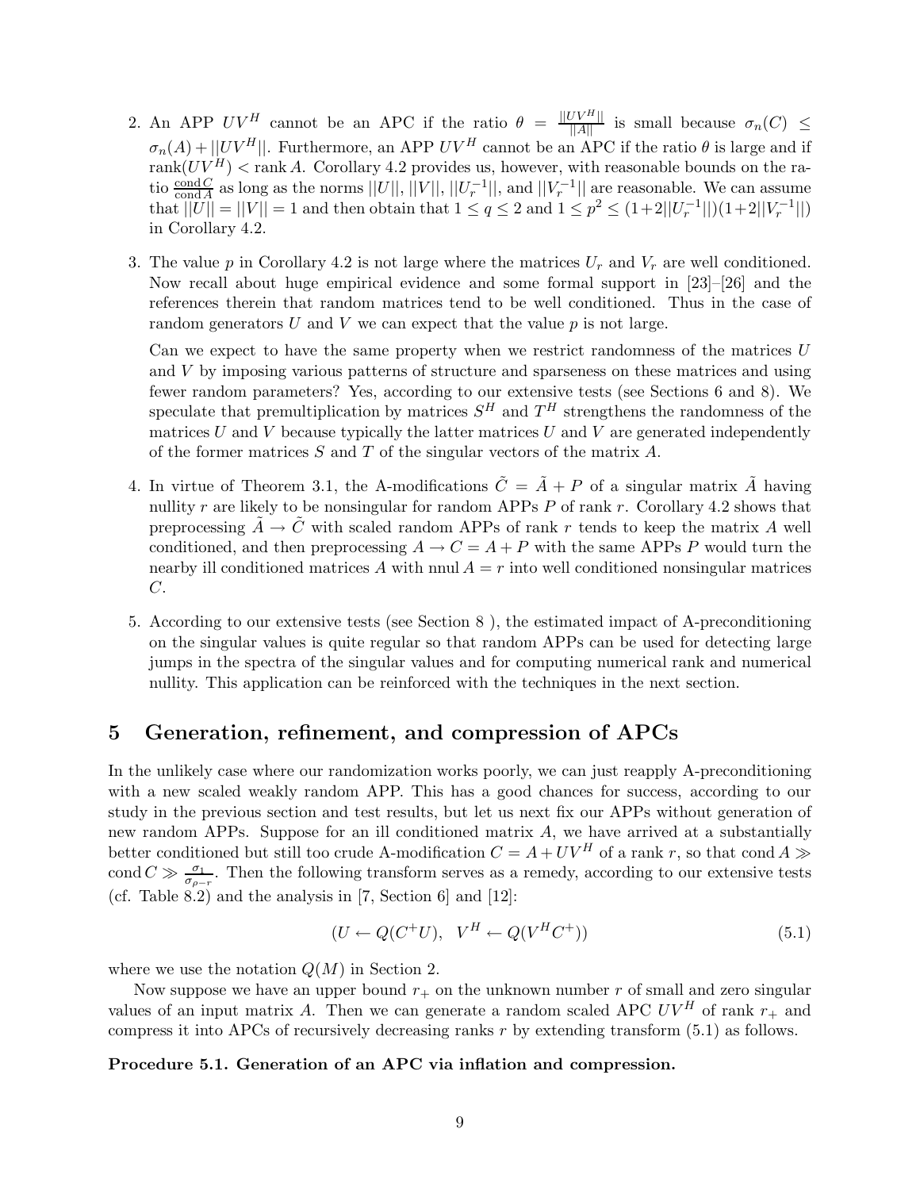2. An APP $UV^H$ cannot be an APC if the ratio $\theta = \frac{||UV^H||}{||A||}$ is small because $\sigma_n(C) \leq \sigma_n(A) + ||UV^H||$. Furthermore, an APP $UV^H$ cannot be an APC if the ratio $\theta$ is large and if $\text{rank}(UV^H) < \text{rank}\, A$. Corollary 4.2 provides us, however, with reasonable bounds on the ratio $\frac{\text{cond}\, C}{\text{cond}\, A}$ as long as the norms $||U||$, $||V||$, $||U_r^{-1}||$, and $||V_r^{-1}||$ are reasonable. We can assume that $||U|| = ||V|| = 1$ and then obtain that $1 \leq q \leq 2$ and $1 \leq p^2 \leq (1+2||U_r^{-1}||)(1+2||V_r^{-1}||)$ in Corollary 4.2.

3. The value $p$ in Corollary 4.2 is not large where the matrices $U_r$ and $V_r$ are well conditioned. Now recall about huge empirical evidence and some formal support in [23]–[26] and the references therein that random matrices tend to be well conditioned. Thus in the case of random generators $U$ and $V$ we can expect that the value $p$ is not large.

   Can we expect to have the same property when we restrict randomness of the matrices $U$ and $V$ by imposing various patterns of structure and sparseness on these matrices and using fewer random parameters? Yes, according to our extensive tests (see Sections 6 and 8). We speculate that premultiplication by matrices $S^H$ and $T^H$ strengthens the randomness of the matrices $U$ and $V$ because typically the latter matrices $U$ and $V$ are generated independently of the former matrices $S$ and $T$ of the singular vectors of the matrix $A$.

4. In virtue of Theorem 3.1, the A-modifications $\tilde{C} = \tilde{A} + P$ of a singular matrix $\tilde{A}$ having nullity $r$ are likely to be nonsingular for random APPs $P$ of rank $r$. Corollary 4.2 shows that preprocessing $\tilde{A} \rightarrow \tilde{C}$ with scaled random APPs of rank $r$ tends to keep the matrix $A$ well conditioned, and then preprocessing $A \rightarrow C = A + P$ with the same APPs $P$ would turn the nearby ill conditioned matrices $A$ with $\text{nnul}\, A = r$ into well conditioned nonsingular matrices $C$.

5. According to our extensive tests (see Section 8 ), the estimated impact of A-preconditioning on the singular values is quite regular so that random APPs can be used for detecting large jumps in the spectra of the singular values and for computing numerical rank and numerical nullity. This application can be reinforced with the techniques in the next section.

# 5 Generation, refinement, and compression of APCs

In the unlikely case where our randomization works poorly, we can just reapply A-preconditioning with a new scaled weakly random APP. This has a good chances for success, according to our study in the previous section and test results, but let us next fix our APPs without generation of new random APPs. Suppose for an ill conditioned matrix $A$, we have arrived at a substantially better conditioned but still too crude A-modification $C = A + UV^H$ of a rank $r$, so that $\text{cond}\, A \gg \text{cond}\, C \gg \frac{\sigma_1}{\sigma_{\rho-r}}$. Then the following transform serves as a remedy, according to our extensive tests (cf. Table 8.2) and the analysis in [7, Section 6] and [12]:

$$(U \leftarrow Q(C^+U), \;\; V^H \leftarrow Q(V^H C^+)) \tag{5.1}$$

where we use the notation $Q(M)$ in Section 2.

Now suppose we have an upper bound $r_+$ on the unknown number $r$ of small and zero singular values of an input matrix $A$. Then we can generate a random scaled APC $UV^H$ of rank $r_+$ and compress it into APCs of recursively decreasing ranks $r$ by extending transform (5.1) as follows.

**Procedure 5.1. Generation of an APC via inflation and compression.**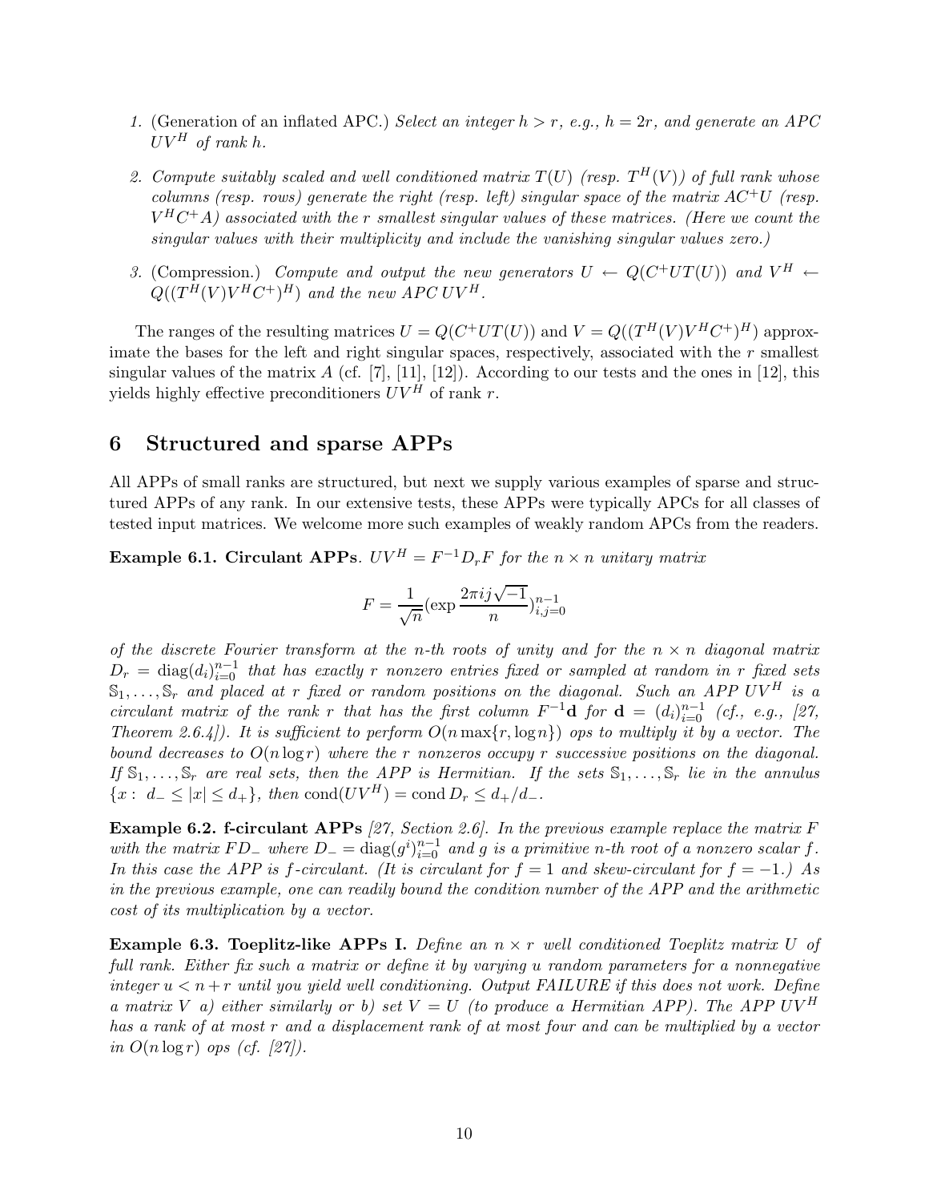1. (Generation of an inflated APC.) *Select an integer $h > r$, e.g., $h = 2r$, and generate an APC $UV^H$ of rank $h$.*

2. *Compute suitably scaled and well conditioned matrix $T(U)$ (resp. $T^H(V)$) of full rank whose columns (resp. rows) generate the right (resp. left) singular space of the matrix $AC^+U$ (resp. $V^HC^+A$) associated with the $r$ smallest singular values of these matrices. (Here we count the singular values with their multiplicity and include the vanishing singular values zero.)*

3. (Compression.) *Compute and output the new generators $U \leftarrow Q(C^+UT(U))$ and $V^H \leftarrow Q((T^H(V)V^HC^+)^H)$ and the new APC $UV^H$.*

The ranges of the resulting matrices $U = Q(C^+UT(U))$ and $V = Q((T^H(V)V^HC^+)^H)$ approximate the bases for the left and right singular spaces, respectively, associated with the $r$ smallest singular values of the matrix $A$ (cf. [7], [11], [12]). According to our tests and the ones in [12], this yields highly effective preconditioners $UV^H$ of rank $r$.

## 6 Structured and sparse APPs

All APPs of small ranks are structured, but next we supply various examples of sparse and structured APPs of any rank. In our extensive tests, these APPs were typically APCs for all classes of tested input matrices. We welcome more such examples of weakly random APCs from the readers.

**Example 6.1. Circulant APPs**. *$UV^H = F^{-1}D_rF$ for the $n \times n$ unitary matrix*

$$F = \frac{1}{\sqrt{n}}(\exp \frac{2\pi ij\sqrt{-1}}{n})_{i,j=0}^{n-1}$$

*of the discrete Fourier transform at the $n$-th roots of unity and for the $n \times n$ diagonal matrix $D_r = \operatorname{diag}(d_i)_{i=0}^{n-1}$ that has exactly $r$ nonzero entries fixed or sampled at random in $r$ fixed sets $\mathbb{S}_1, \dots, \mathbb{S}_r$ and placed at $r$ fixed or random positions on the diagonal. Such an APP $UV^H$ is a circulant matrix of the rank $r$ that has the first column $F^{-1}\mathbf{d}$ for $\mathbf{d} = (d_i)_{i=0}^{n-1}$ (cf., e.g., [27, Theorem 2.6.4]). It is sufficient to perform $O(n \max\{r, \log n\})$ ops to multiply it by a vector. The bound decreases to $O(n \log r)$ where the $r$ nonzeros occupy $r$ successive positions on the diagonal. If $\mathbb{S}_1, \dots, \mathbb{S}_r$ are real sets, then the APP is Hermitian. If the sets $\mathbb{S}_1, \dots, \mathbb{S}_r$ lie in the annulus $\{x : d_- \le |x| \le d_+\}$, then $\operatorname{cond}(UV^H) = \operatorname{cond} D_r \le d_+/d_-$.*

**Example 6.2. f-circulant APPs** *[27, Section 2.6]. In the previous example replace the matrix $F$ with the matrix $FD_-$ where $D_- = \operatorname{diag}(g^i)_{i=0}^{n-1}$ and $g$ is a primitive $n$-th root of a nonzero scalar $f$. In this case the APP is $f$-circulant. (It is circulant for $f = 1$ and skew-circulant for $f = -1$.) As in the previous example, one can readily bound the condition number of the APP and the arithmetic cost of its multiplication by a vector.*

**Example 6.3. Toeplitz-like APPs I.** *Define an $n \times r$ well conditioned Toeplitz matrix $U$ of full rank. Either fix such a matrix or define it by varying $u$ random parameters for a nonnegative integer $u < n + r$ until you yield well conditioning. Output FAILURE if this does not work. Define a matrix $V$ a) either similarly or b) set $V = U$ (to produce a Hermitian APP). The APP $UV^H$ has a rank of at most $r$ and a displacement rank of at most four and can be multiplied by a vector in $O(n \log r)$ ops (cf. [27]).*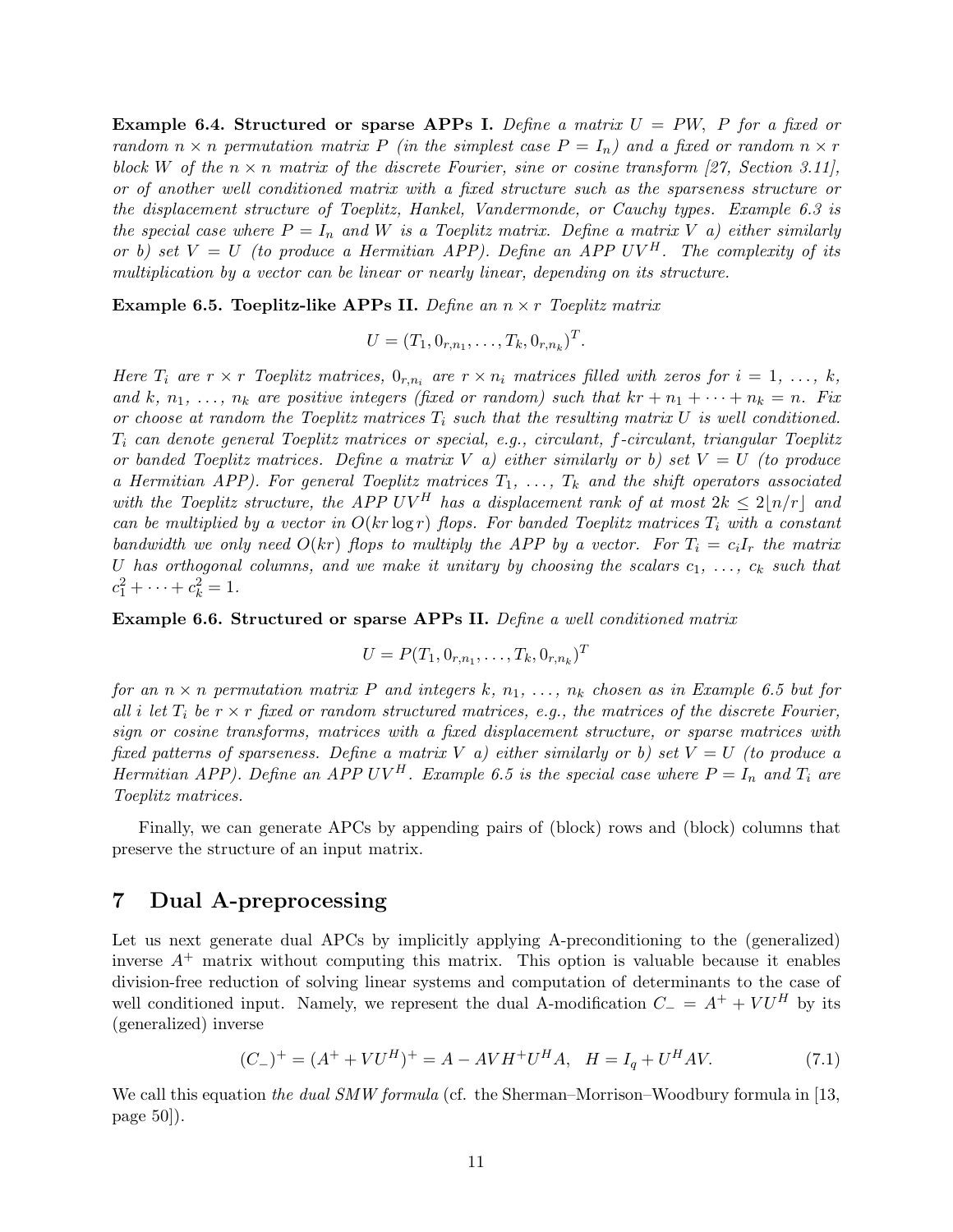**Example 6.4. Structured or sparse APPs I.** *Define a matrix $U = PW$, $P$ for a fixed or random $n \times n$ permutation matrix $P$ (in the simplest case $P = I_n$) and a fixed or random $n \times r$ block $W$ of the $n \times n$ matrix of the discrete Fourier, sine or cosine transform [27, Section 3.11], or of another well conditioned matrix with a fixed structure such as the sparseness structure or the displacement structure of Toeplitz, Hankel, Vandermonde, or Cauchy types. Example 6.3 is the special case where $P = I_n$ and $W$ is a Toeplitz matrix. Define a matrix $V$ a) either similarly or b) set $V = U$ (to produce a Hermitian APP). Define an APP $UV^H$. The complexity of its multiplication by a vector can be linear or nearly linear, depending on its structure.*

**Example 6.5. Toeplitz-like APPs II.** *Define an $n \times r$ Toeplitz matrix*

$$U = (T_1, 0_{r,n_1}, \ldots, T_k, 0_{r,n_k})^T.$$

*Here $T_i$ are $r \times r$ Toeplitz matrices, $0_{r,n_i}$ are $r \times n_i$ matrices filled with zeros for $i = 1, \ldots, k$, and $k, n_1, \ldots, n_k$ are positive integers (fixed or random) such that $kr + n_1 + \cdots + n_k = n$. Fix or choose at random the Toeplitz matrices $T_i$ such that the resulting matrix $U$ is well conditioned. $T_i$ can denote general Toeplitz matrices or special, e.g., circulant, $f$-circulant, triangular Toeplitz or banded Toeplitz matrices. Define a matrix $V$ a) either similarly or b) set $V = U$ (to produce a Hermitian APP). For general Toeplitz matrices $T_1, \ldots, T_k$ and the shift operators associated with the Toeplitz structure, the APP $UV^H$ has a displacement rank of at most $2k \leq 2\lfloor n/r \rfloor$ and can be multiplied by a vector in $O(kr \log r)$ flops. For banded Toeplitz matrices $T_i$ with a constant bandwidth we only need $O(kr)$ flops to multiply the APP by a vector. For $T_i = c_i I_r$ the matrix $U$ has orthogonal columns, and we make it unitary by choosing the scalars $c_1, \ldots, c_k$ such that $c_1^2 + \cdots + c_k^2 = 1$.*

**Example 6.6. Structured or sparse APPs II.** *Define a well conditioned matrix*

$$U = P(T_1, 0_{r,n_1}, \ldots, T_k, 0_{r,n_k})^T$$

*for an $n \times n$ permutation matrix $P$ and integers $k, n_1, \ldots, n_k$ chosen as in Example 6.5 but for all $i$ let $T_i$ be $r \times r$ fixed or random structured matrices, e.g., the matrices of the discrete Fourier, sign or cosine transforms, matrices with a fixed displacement structure, or sparse matrices with fixed patterns of sparseness. Define a matrix $V$ a) either similarly or b) set $V = U$ (to produce a Hermitian APP). Define an APP $UV^H$. Example 6.5 is the special case where $P = I_n$ and $T_i$ are Toeplitz matrices.*

Finally, we can generate APCs by appending pairs of (block) rows and (block) columns that preserve the structure of an input matrix.

# 7 Dual A-preprocessing

Let us next generate dual APCs by implicitly applying A-preconditioning to the (generalized) inverse $A^+$ matrix without computing this matrix. This option is valuable because it enables division-free reduction of solving linear systems and computation of determinants to the case of well conditioned input. Namely, we represent the dual A-modification $C_- = A^+ + VU^H$ by its (generalized) inverse

$$(C_-)^+ = (A^+ + VU^H)^+ = A - AVH^+U^HA, \quad H = I_q + U^HAV. \tag{7.1}$$

We call this equation *the dual SMW formula* (cf. the Sherman–Morrison–Woodbury formula in [13, page 50]).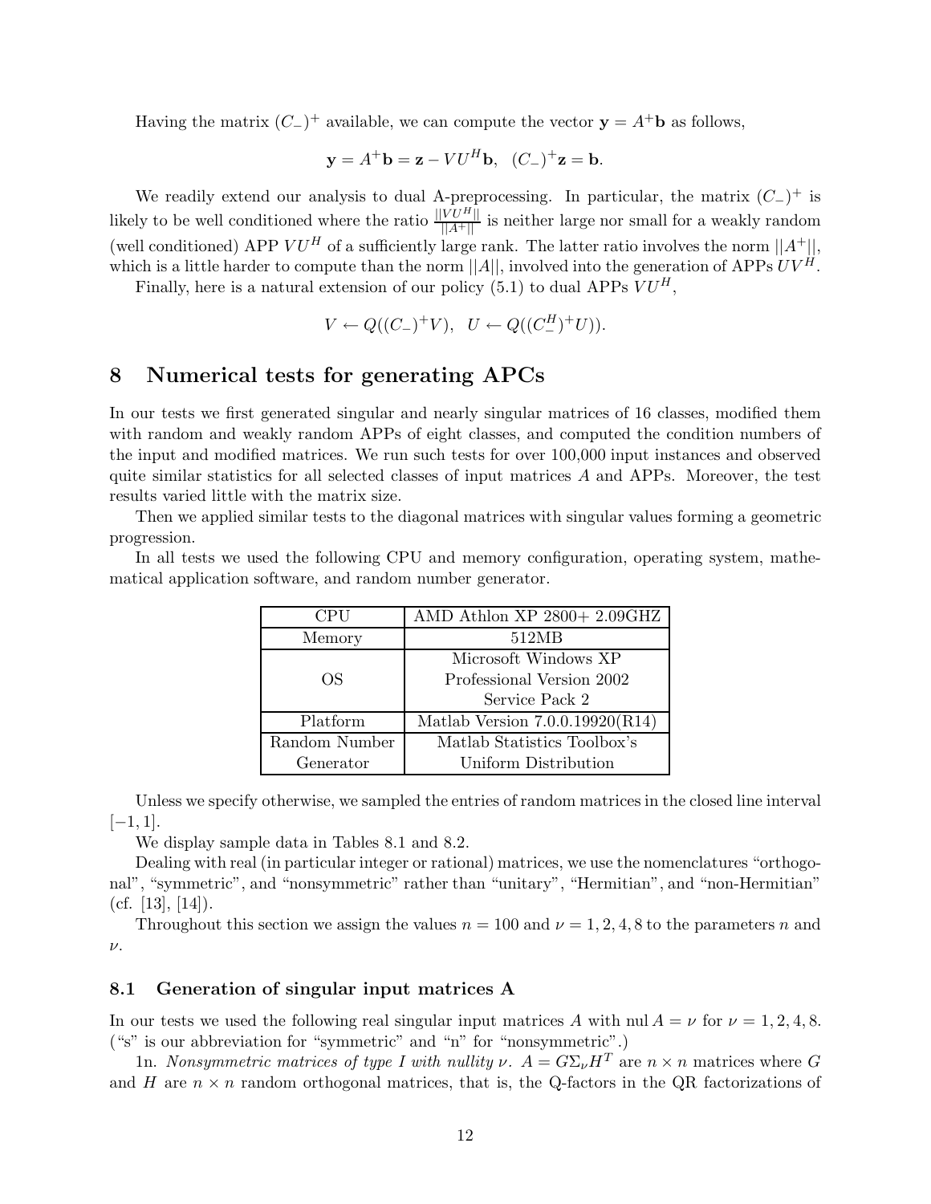Having the matrix $(C_-)^+$ available, we can compute the vector $\mathbf{y} = A^+\mathbf{b}$ as follows,

$$\mathbf{y} = A^+\mathbf{b} = \mathbf{z} - VU^H\mathbf{b}, \quad (C_-)^+\mathbf{z} = \mathbf{b}.$$

We readily extend our analysis to dual A-preprocessing. In particular, the matrix $(C_-)^+$ is likely to be well conditioned where the ratio $\frac{||VU^H||}{||A^+||}$ is neither large nor small for a weakly random (well conditioned) APP $VU^H$ of a sufficiently large rank. The latter ratio involves the norm $||A^+||$, which is a little harder to compute than the norm $||A||$, involved into the generation of APPs $UV^H$.

Finally, here is a natural extension of our policy (5.1) to dual APPs $VU^H$,

$$V \leftarrow Q((C_-)^+V), \quad U \leftarrow Q((C_-^H)^+U)).$$

# 8 Numerical tests for generating APCs

In our tests we first generated singular and nearly singular matrices of 16 classes, modified them with random and weakly random APPs of eight classes, and computed the condition numbers of the input and modified matrices. We run such tests for over 100,000 input instances and observed quite similar statistics for all selected classes of input matrices $A$ and APPs. Moreover, the test results varied little with the matrix size.

Then we applied similar tests to the diagonal matrices with singular values forming a geometric progression.

In all tests we used the following CPU and memory configuration, operating system, mathematical application software, and random number generator.

| CPU | AMD Athlon XP 2800+ 2.09GHZ |
|---|---|
| Memory | 512MB |
| OS | Microsoft Windows XP Professional Version 2002 Service Pack 2 |
| Platform | Matlab Version 7.0.0.19920(R14) |
| Random Number Generator | Matlab Statistics Toolbox's Uniform Distribution |

Unless we specify otherwise, we sampled the entries of random matrices in the closed line interval $[-1, 1]$.

We display sample data in Tables 8.1 and 8.2.

Dealing with real (in particular integer or rational) matrices, we use the nomenclatures "orthogonal", "symmetric", and "nonsymmetric" rather than "unitary", "Hermitian", and "non-Hermitian" (cf. [13], [14]).

Throughout this section we assign the values $n = 100$ and $\nu = 1, 2, 4, 8$ to the parameters $n$ and $\nu$.

## 8.1 Generation of singular input matrices A

In our tests we used the following real singular input matrices $A$ with $\text{nul}\, A = \nu$ for $\nu = 1, 2, 4, 8$. ("s" is our abbreviation for "symmetric" and "n" for "nonsymmetric".)

1n. *Nonsymmetric matrices of type I with nullity $\nu$.* $A = G\Sigma_\nu H^T$ are $n \times n$ matrices where $G$ and $H$ are $n \times n$ random orthogonal matrices, that is, the Q-factors in the QR factorizations of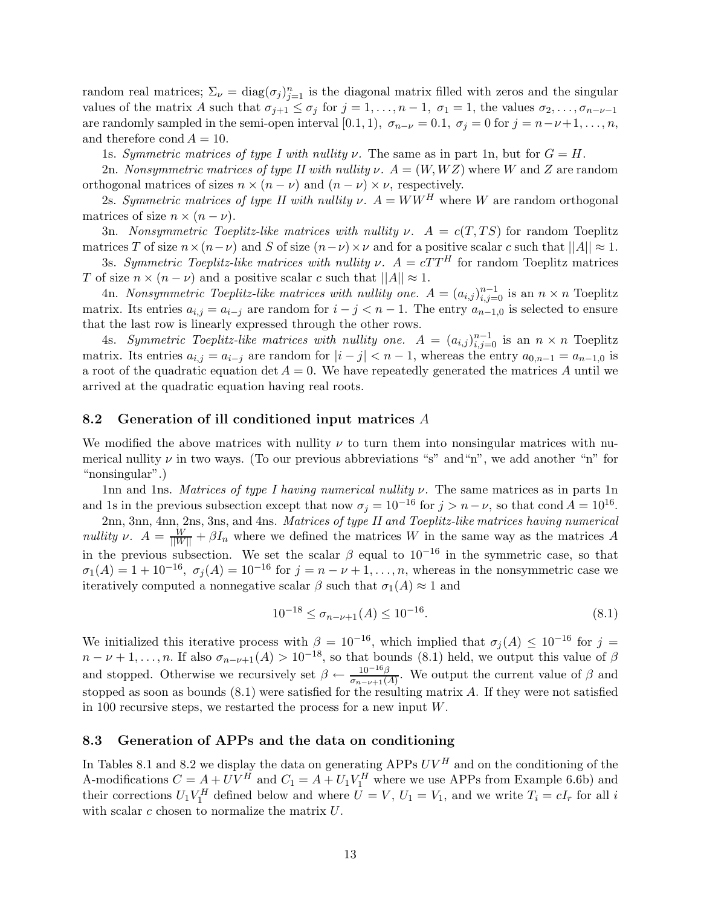random real matrices; $\Sigma_\nu = \operatorname{diag}(\sigma_j)_{j=1}^n$ is the diagonal matrix filled with zeros and the singular values of the matrix $A$ such that $\sigma_{j+1} \leq \sigma_j$ for $j = 1, \ldots, n-1$, $\sigma_1 = 1$, the values $\sigma_2, \ldots, \sigma_{n-\nu-1}$ are randomly sampled in the semi-open interval $[0.1, 1)$, $\sigma_{n-\nu} = 0.1$, $\sigma_j = 0$ for $j = n-\nu+1, \ldots, n$, and therefore cond $A = 10$.

1s. *Symmetric matrices of type I with nullity* $\nu$. The same as in part 1n, but for $G = H$.

2n. *Nonsymmetric matrices of type II with nullity* $\nu$. $A = (W, WZ)$ where $W$ and $Z$ are random orthogonal matrices of sizes $n \times (n-\nu)$ and $(n-\nu) \times \nu$, respectively.

2s. *Symmetric matrices of type II with nullity* $\nu$. $A = WW^H$ where $W$ are random orthogonal matrices of size $n \times (n-\nu)$.

3n. *Nonsymmetric Toeplitz-like matrices with nullity* $\nu$. $A = c(T, TS)$ for random Toeplitz matrices $T$ of size $n \times (n-\nu)$ and $S$ of size $(n-\nu) \times \nu$ and for a positive scalar $c$ such that $||A|| \approx 1$.

3s. *Symmetric Toeplitz-like matrices with nullity* $\nu$. $A = cTT^H$ for random Toeplitz matrices $T$ of size $n \times (n-\nu)$ and a positive scalar $c$ such that $||A|| \approx 1$.

4n. *Nonsymmetric Toeplitz-like matrices with nullity one.* $A = (a_{i,j})_{i,j=0}^{n-1}$ is an $n \times n$ Toeplitz matrix. Its entries $a_{i,j} = a_{i-j}$ are random for $i - j < n-1$. The entry $a_{n-1,0}$ is selected to ensure that the last row is linearly expressed through the other rows.

4s. *Symmetric Toeplitz-like matrices with nullity one.* $A = (a_{i,j})_{i,j=0}^{n-1}$ is an $n \times n$ Toeplitz matrix. Its entries $a_{i,j} = a_{i-j}$ are random for $|i-j| < n-1$, whereas the entry $a_{0,n-1} = a_{n-1,0}$ is a root of the quadratic equation $\det A = 0$. We have repeatedly generated the matrices $A$ until we arrived at the quadratic equation having real roots.

## 8.2 Generation of ill conditioned input matrices $A$

We modified the above matrices with nullity $\nu$ to turn them into nonsingular matrices with numerical nullity $\nu$ in two ways. (To our previous abbreviations "s" and "n", we add another "n" for "nonsingular".)

1nn and 1ns. *Matrices of type I having numerical nullity* $\nu$. The same matrices as in parts 1n and 1s in the previous subsection except that now $\sigma_j = 10^{-16}$ for $j > n-\nu$, so that cond $A = 10^{16}$.

2nn, 3nn, 4nn, 2ns, 3ns, and 4ns. *Matrices of type II and Toeplitz-like matrices having numerical nullity* $\nu$. $A = \frac{W}{||W||} + \beta I_n$ where we defined the matrices $W$ in the same way as the matrices $A$ in the previous subsection. We set the scalar $\beta$ equal to $10^{-16}$ in the symmetric case, so that $\sigma_1(A) = 1 + 10^{-16}$, $\sigma_j(A) = 10^{-16}$ for $j = n-\nu+1, \ldots, n$, whereas in the nonsymmetric case we iteratively computed a nonnegative scalar $\beta$ such that $\sigma_1(A) \approx 1$ and

$$10^{-18} \leq \sigma_{n-\nu+1}(A) \leq 10^{-16}. \tag{8.1}$$

We initialized this iterative process with $\beta = 10^{-16}$, which implied that $\sigma_j(A) \leq 10^{-16}$ for $j = n-\nu+1, \ldots, n$. If also $\sigma_{n-\nu+1}(A) > 10^{-18}$, so that bounds (8.1) held, we output this value of $\beta$ and stopped. Otherwise we recursively set $\beta \leftarrow \frac{10^{-16}\beta}{\sigma_{n-\nu+1}(A)}$. We output the current value of $\beta$ and stopped as soon as bounds (8.1) were satisfied for the resulting matrix $A$. If they were not satisfied in 100 recursive steps, we restarted the process for a new input $W$.

## 8.3 Generation of APPs and the data on conditioning

In Tables 8.1 and 8.2 we display the data on generating APPs $UV^H$ and on the conditioning of the A-modifications $C = A + UV^H$ and $C_1 = A + U_1V_1^H$ where we use APPs from Example 6.6b) and their corrections $U_1V_1^H$ defined below and where $U = V$, $U_1 = V_1$, and we write $T_i = cI_r$ for all $i$ with scalar $c$ chosen to normalize the matrix $U$.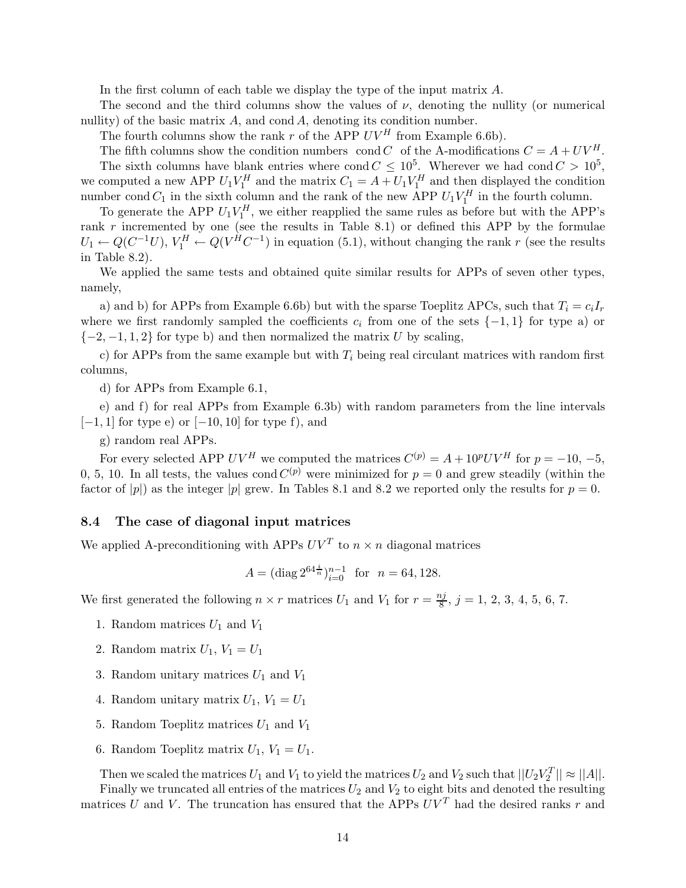In the first column of each table we display the type of the input matrix $A$.

The second and the third columns show the values of $\nu$, denoting the nullity (or numerical nullity) of the basic matrix $A$, and $\operatorname{cond} A$, denoting its condition number.

The fourth columns show the rank $r$ of the APP $UV^H$ from Example 6.6b).

The fifth columns show the condition numbers $\operatorname{cond} C$ of the A-modifications $C = A + UV^H$.

The sixth columns have blank entries where $\operatorname{cond} C \leq 10^5$. Wherever we had $\operatorname{cond} C > 10^5$, we computed a new APP $U_1V_1^H$ and the matrix $C_1 = A + U_1V_1^H$ and then displayed the condition number $\operatorname{cond} C_1$ in the sixth column and the rank of the new APP $U_1V_1^H$ in the fourth column.

To generate the APP $U_1V_1^H$, we either reapplied the same rules as before but with the APP's rank $r$ incremented by one (see the results in Table 8.1) or defined this APP by the formulae $U_1 \leftarrow Q(C^{-1}U)$, $V_1^H \leftarrow Q(V^HC^{-1})$ in equation (5.1), without changing the rank $r$ (see the results in Table 8.2).

We applied the same tests and obtained quite similar results for APPs of seven other types, namely,

a) and b) for APPs from Example 6.6b) but with the sparse Toeplitz APCs, such that $T_i = c_iI_r$ where we first randomly sampled the coefficients $c_i$ from one of the sets $\{-1, 1\}$ for type a) or $\{-2, -1, 1, 2\}$ for type b) and then normalized the matrix $U$ by scaling,

c) for APPs from the same example but with $T_i$ being real circulant matrices with random first columns,

d) for APPs from Example 6.1,

e) and f) for real APPs from Example 6.3b) with random parameters from the line intervals $[-1, 1]$ for type e) or $[-10, 10]$ for type f), and

g) random real APPs.

For every selected APP $UV^H$ we computed the matrices $C^{(p)} = A + 10^pUV^H$ for $p = -10$, $-5$, 0, 5, 10. In all tests, the values $\operatorname{cond} C^{(p)}$ were minimized for $p = 0$ and grew steadily (within the factor of $|p|$) as the integer $|p|$ grew. In Tables 8.1 and 8.2 we reported only the results for $p = 0$.

### 8.4 The case of diagonal input matrices

We applied A-preconditioning with APPs $UV^T$ to $n \times n$ diagonal matrices

$$A = (\operatorname{diag} 2^{64\frac{i}{n}})_{i=0}^{n-1} \quad \text{for} \quad n = 64, 128.$$

We first generated the following $n \times r$ matrices $U_1$ and $V_1$ for $r = \frac{nj}{8}$, $j = 1, 2, 3, 4, 5, 6, 7$.

1. Random matrices $U_1$ and $V_1$
2. Random matrix $U_1$, $V_1 = U_1$
3. Random unitary matrices $U_1$ and $V_1$
4. Random unitary matrix $U_1$, $V_1 = U_1$
5. Random Toeplitz matrices $U_1$ and $V_1$
6. Random Toeplitz matrix $U_1$, $V_1 = U_1$.

Then we scaled the matrices $U_1$ and $V_1$ to yield the matrices $U_2$ and $V_2$ such that $||U_2V_2^T|| \approx ||A||$.

Finally we truncated all entries of the matrices $U_2$ and $V_2$ to eight bits and denoted the resulting matrices $U$ and $V$. The truncation has ensured that the APPs $UV^T$ had the desired ranks $r$ and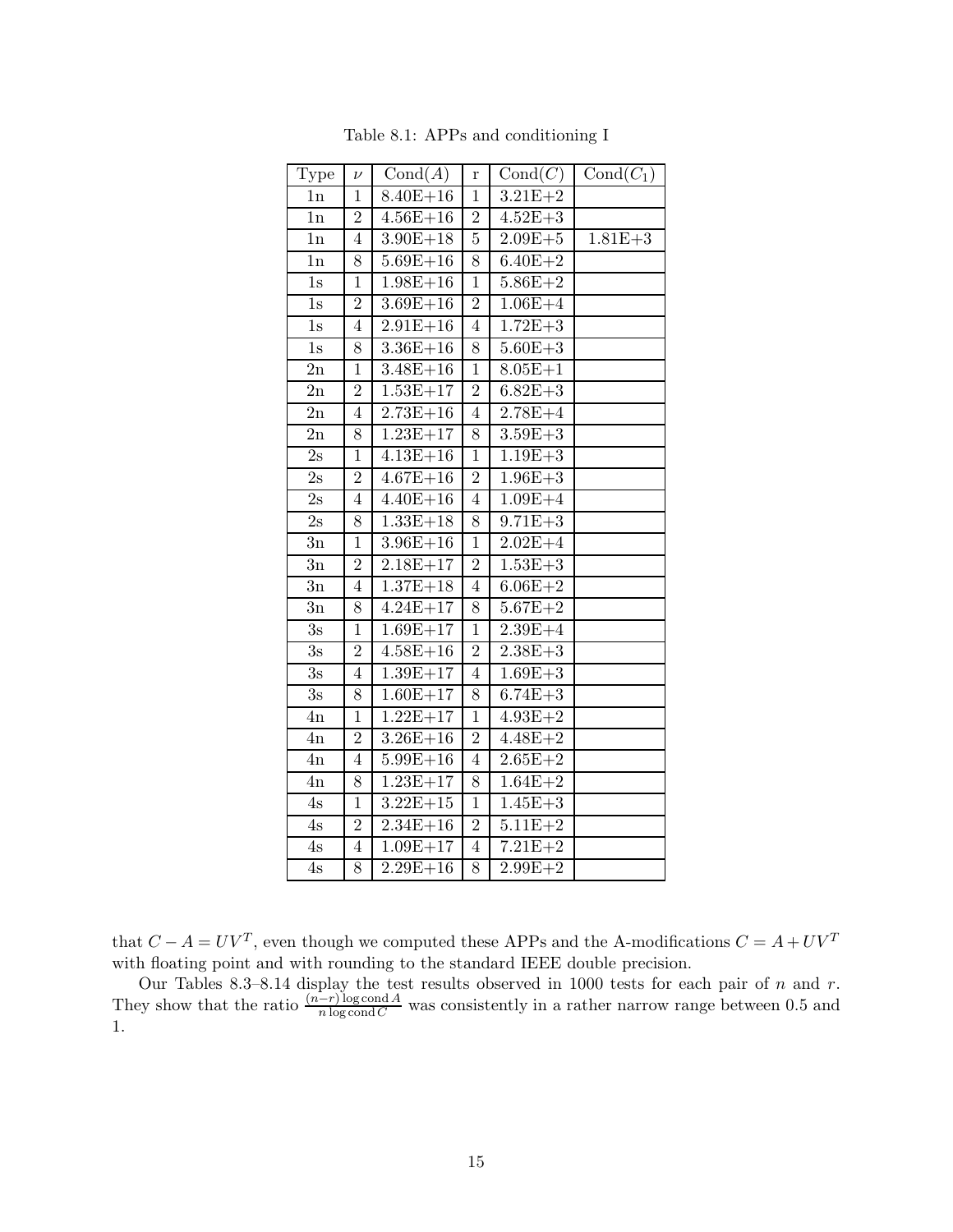Table 8.1: APPs and conditioning I

| Type | $\nu$ | Cond($A$) | r | Cond($C$) | Cond($C_1$) |
|---|---|---|---|---|---|
| 1n | 1 | 8.40E+16 | 1 | 3.21E+2 | |
| 1n | 2 | 4.56E+16 | 2 | 4.52E+3 | |
| 1n | 4 | 3.90E+18 | 5 | 2.09E+5 | 1.81E+3 |
| 1n | 8 | 5.69E+16 | 8 | 6.40E+2 | |
| 1s | 1 | 1.98E+16 | 1 | 5.86E+2 | |
| 1s | 2 | 3.69E+16 | 2 | 1.06E+4 | |
| 1s | 4 | 2.91E+16 | 4 | 1.72E+3 | |
| 1s | 8 | 3.36E+16 | 8 | 5.60E+3 | |
| 2n | 1 | 3.48E+16 | 1 | 8.05E+1 | |
| 2n | 2 | 1.53E+17 | 2 | 6.82E+3 | |
| 2n | 4 | 2.73E+16 | 4 | 2.78E+4 | |
| 2n | 8 | 1.23E+17 | 8 | 3.59E+3 | |
| 2s | 1 | 4.13E+16 | 1 | 1.19E+3 | |
| 2s | 2 | 4.67E+16 | 2 | 1.96E+3 | |
| 2s | 4 | 4.40E+16 | 4 | 1.09E+4 | |
| 2s | 8 | 1.33E+18 | 8 | 9.71E+3 | |
| 3n | 1 | 3.96E+16 | 1 | 2.02E+4 | |
| 3n | 2 | 2.18E+17 | 2 | 1.53E+3 | |
| 3n | 4 | 1.37E+18 | 4 | 6.06E+2 | |
| 3n | 8 | 4.24E+17 | 8 | 5.67E+2 | |
| 3s | 1 | 1.69E+17 | 1 | 2.39E+4 | |
| 3s | 2 | 4.58E+16 | 2 | 2.38E+3 | |
| 3s | 4 | 1.39E+17 | 4 | 1.69E+3 | |
| 3s | 8 | 1.60E+17 | 8 | 6.74E+3 | |
| 4n | 1 | 1.22E+17 | 1 | 4.93E+2 | |
| 4n | 2 | 3.26E+16 | 2 | 4.48E+2 | |
| 4n | 4 | 5.99E+16 | 4 | 2.65E+2 | |
| 4n | 8 | 1.23E+17 | 8 | 1.64E+2 | |
| 4s | 1 | 3.22E+15 | 1 | 1.45E+3 | |
| 4s | 2 | 2.34E+16 | 2 | 5.11E+2 | |
| 4s | 4 | 1.09E+17 | 4 | 7.21E+2 | |
| 4s | 8 | 2.29E+16 | 8 | 2.99E+2 | |

that $C - A = UV^T$, even though we computed these APPs and the A-modifications $C = A + UV^T$ with floating point and with rounding to the standard IEEE double precision.

Our Tables 8.3–8.14 display the test results observed in 1000 tests for each pair of $n$ and $r$. They show that the ratio $\frac{(n-r)\log \text{cond} A}{n \log \text{cond} C}$ was consistently in a rather narrow range between 0.5 and 1.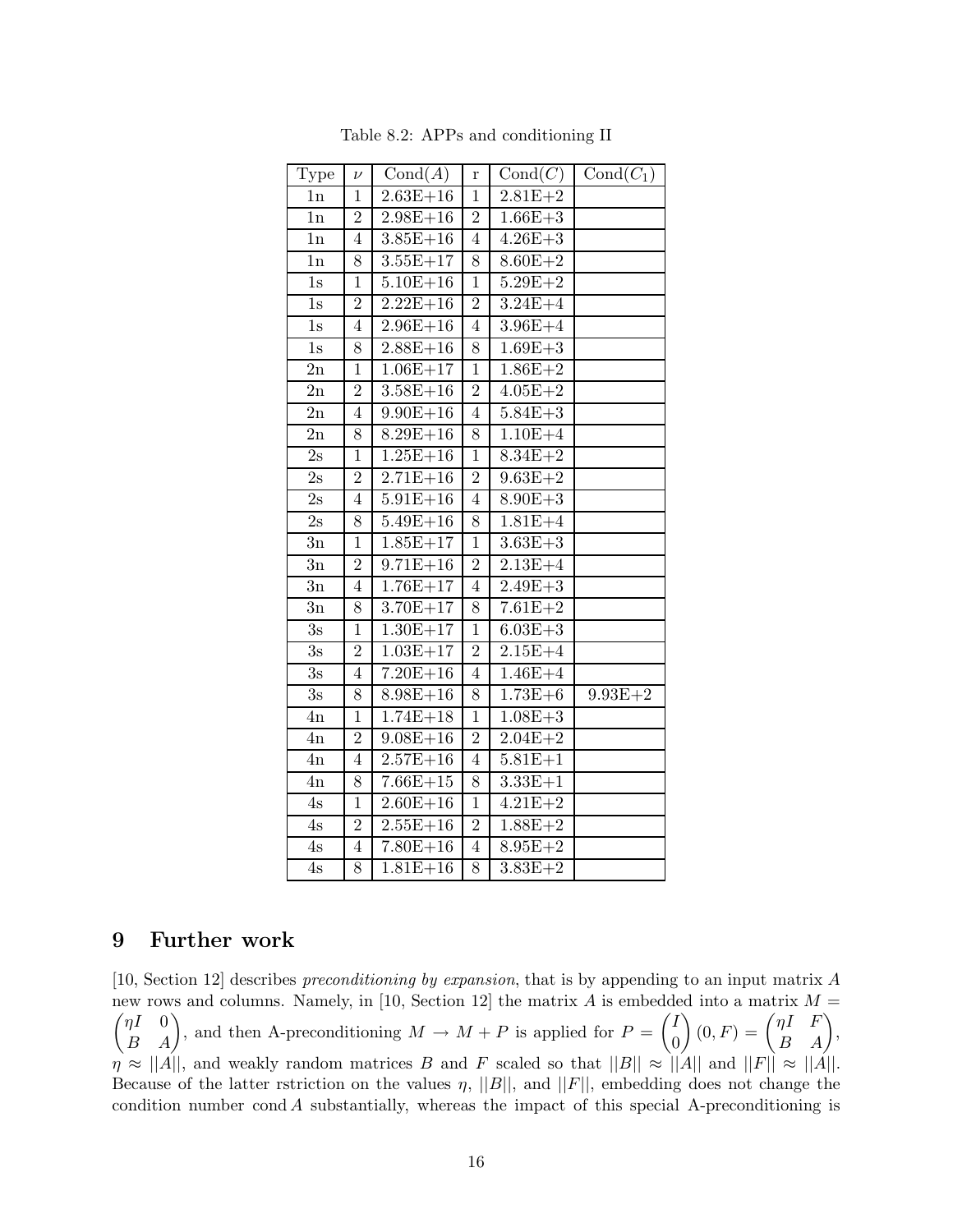Table 8.2: APPs and conditioning II

| Type | $\nu$ | Cond($A$) | r | Cond($C$) | Cond($C_1$) |
|---|---|---|---|---|---|
| 1n | 1 | 2.63E+16 | 1 | 2.81E+2 | |
| 1n | 2 | 2.98E+16 | 2 | 1.66E+3 | |
| 1n | 4 | 3.85E+16 | 4 | 4.26E+3 | |
| 1n | 8 | 3.55E+17 | 8 | 8.60E+2 | |
| 1s | 1 | 5.10E+16 | 1 | 5.29E+2 | |
| 1s | 2 | 2.22E+16 | 2 | 3.24E+4 | |
| 1s | 4 | 2.96E+16 | 4 | 3.96E+4 | |
| 1s | 8 | 2.88E+16 | 8 | 1.69E+3 | |
| 2n | 1 | 1.06E+17 | 1 | 1.86E+2 | |
| 2n | 2 | 3.58E+16 | 2 | 4.05E+2 | |
| 2n | 4 | 9.90E+16 | 4 | 5.84E+3 | |
| 2n | 8 | 8.29E+16 | 8 | 1.10E+4 | |
| 2s | 1 | 1.25E+16 | 1 | 8.34E+2 | |
| 2s | 2 | 2.71E+16 | 2 | 9.63E+2 | |
| 2s | 4 | 5.91E+16 | 4 | 8.90E+3 | |
| 2s | 8 | 5.49E+16 | 8 | 1.81E+4 | |
| 3n | 1 | 1.85E+17 | 1 | 3.63E+3 | |
| 3n | 2 | 9.71E+16 | 2 | 2.13E+4 | |
| 3n | 4 | 1.76E+17 | 4 | 2.49E+3 | |
| 3n | 8 | 3.70E+17 | 8 | 7.61E+2 | |
| 3s | 1 | 1.30E+17 | 1 | 6.03E+3 | |
| 3s | 2 | 1.03E+17 | 2 | 2.15E+4 | |
| 3s | 4 | 7.20E+16 | 4 | 1.46E+4 | |
| 3s | 8 | 8.98E+16 | 8 | 1.73E+6 | 9.93E+2 |
| 4n | 1 | 1.74E+18 | 1 | 1.08E+3 | |
| 4n | 2 | 9.08E+16 | 2 | 2.04E+2 | |
| 4n | 4 | 2.57E+16 | 4 | 5.81E+1 | |
| 4n | 8 | 7.66E+15 | 8 | 3.33E+1 | |
| 4s | 1 | 2.60E+16 | 1 | 4.21E+2 | |
| 4s | 2 | 2.55E+16 | 2 | 1.88E+2 | |
| 4s | 4 | 7.80E+16 | 4 | 8.95E+2 | |
| 4s | 8 | 1.81E+16 | 8 | 3.83E+2 | |

# 9 Further work

[10, Section 12] describes *preconditioning by expansion*, that is by appending to an input matrix $A$ new rows and columns. Namely, in [10, Section 12] the matrix $A$ is embedded into a matrix $M = \begin{pmatrix} \eta I & 0 \\ B & A \end{pmatrix}$, and then A-preconditioning $M \rightarrow M + P$ is applied for $P = \begin{pmatrix} I \\ 0 \end{pmatrix}(0, F) = \begin{pmatrix} \eta I & F \\ B & A \end{pmatrix}$, $\eta \approx ||A||$, and weakly random matrices $B$ and $F$ scaled so that $||B|| \approx ||A||$ and $||F|| \approx ||A||$. Because of the latter rstriction on the values $\eta$, $||B||$, and $||F||$, embedding does not change the condition number $\text{cond}\, A$ substantially, whereas the impact of this special A-preconditioning is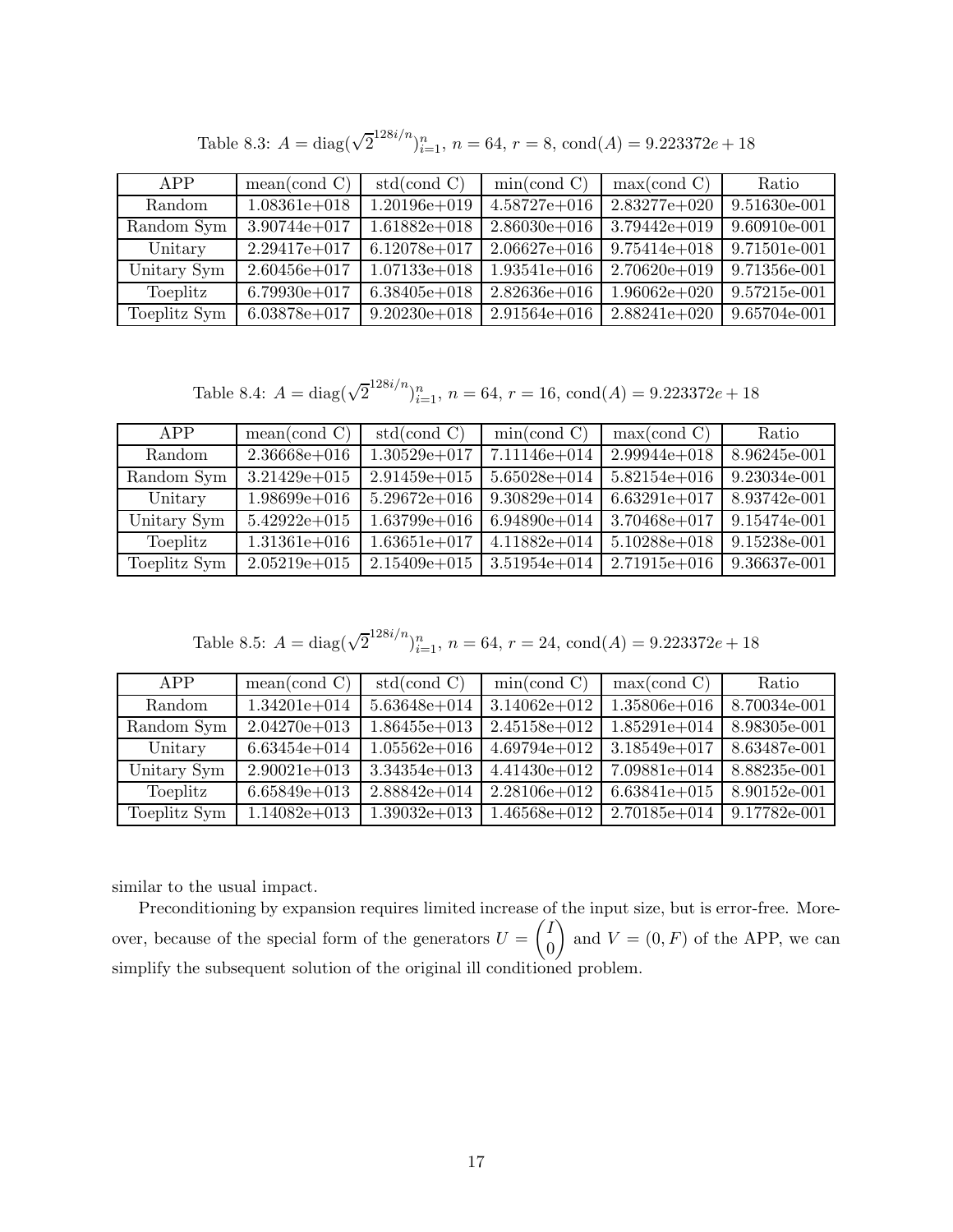Table 8.3: $A = \mathrm{diag}(\sqrt{2}^{128i/n})_{i=1}^{n}$, $n = 64$, $r = 8$, $\mathrm{cond}(A) = 9.223372e+18$

| APP | mean(cond C) | std(cond C) | min(cond C) | max(cond C) | Ratio |
|---|---|---|---|---|---|
| Random | 1.08361e+018 | 1.20196e+019 | 4.58727e+016 | 2.83277e+020 | 9.51630e-001 |
| Random Sym | 3.90744e+017 | 1.61882e+018 | 2.86030e+016 | 3.79442e+019 | 9.60910e-001 |
| Unitary | 2.29417e+017 | 6.12078e+017 | 2.06627e+016 | 9.75414e+018 | 9.71501e-001 |
| Unitary Sym | 2.60456e+017 | 1.07133e+018 | 1.93541e+016 | 2.70620e+019 | 9.71356e-001 |
| Toeplitz | 6.79930e+017 | 6.38405e+018 | 2.82636e+016 | 1.96062e+020 | 9.57215e-001 |
| Toeplitz Sym | 6.03878e+017 | 9.20230e+018 | 2.91564e+016 | 2.88241e+020 | 9.65704e-001 |

Table 8.4: $A = \mathrm{diag}(\sqrt{2}^{128i/n})_{i=1}^{n}$, $n = 64$, $r = 16$, $\mathrm{cond}(A) = 9.223372e+18$

| APP | mean(cond C) | std(cond C) | min(cond C) | max(cond C) | Ratio |
|---|---|---|---|---|---|
| Random | 2.36668e+016 | 1.30529e+017 | 7.11146e+014 | 2.99944e+018 | 8.96245e-001 |
| Random Sym | 3.21429e+015 | 2.91459e+015 | 5.65028e+014 | 5.82154e+016 | 9.23034e-001 |
| Unitary | 1.98699e+016 | 5.29672e+016 | 9.30829e+014 | 6.63291e+017 | 8.93742e-001 |
| Unitary Sym | 5.42922e+015 | 1.63799e+016 | 6.94890e+014 | 3.70468e+017 | 9.15474e-001 |
| Toeplitz | 1.31361e+016 | 1.63651e+017 | 4.11882e+014 | 5.10288e+018 | 9.15238e-001 |
| Toeplitz Sym | 2.05219e+015 | 2.15409e+015 | 3.51954e+014 | 2.71915e+016 | 9.36637e-001 |

Table 8.5: $A = \mathrm{diag}(\sqrt{2}^{128i/n})_{i=1}^{n}$, $n = 64$, $r = 24$, $\mathrm{cond}(A) = 9.223372e+18$

| APP | mean(cond C) | std(cond C) | min(cond C) | max(cond C) | Ratio |
|---|---|---|---|---|---|
| Random | 1.34201e+014 | 5.63648e+014 | 3.14062e+012 | 1.35806e+016 | 8.70034e-001 |
| Random Sym | 2.04270e+013 | 1.86455e+013 | 2.45158e+012 | 1.85291e+014 | 8.98305e-001 |
| Unitary | 6.63454e+014 | 1.05562e+016 | 4.69794e+012 | 3.18549e+017 | 8.63487e-001 |
| Unitary Sym | 2.90021e+013 | 3.34354e+013 | 4.41430e+012 | 7.09881e+014 | 8.88235e-001 |
| Toeplitz | 6.65849e+013 | 2.88842e+014 | 2.28106e+012 | 6.63841e+015 | 8.90152e-001 |
| Toeplitz Sym | 1.14082e+013 | 1.39032e+013 | 1.46568e+012 | 2.70185e+014 | 9.17782e-001 |

similar to the usual impact.

Preconditioning by expansion requires limited increase of the input size, but is error-free. Moreover, because of the special form of the generators $U = \begin{pmatrix} I \\ 0 \end{pmatrix}$ and $V = (0, F)$ of the APP, we can simplify the subsequent solution of the original ill conditioned problem.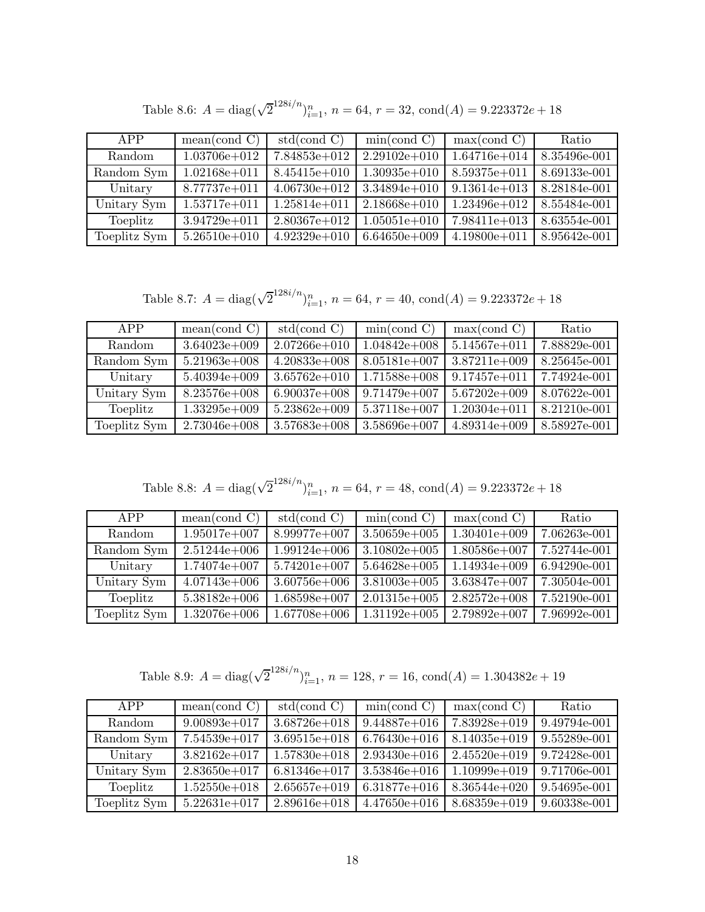Table 8.6: $A = \text{diag}(\sqrt{2}^{128i/n})_{i=1}^{n}$, $n = 64$, $r = 32$, $\text{cond}(A) = 9.223372e + 18$

| APP | mean(cond C) | std(cond C) | min(cond C) | max(cond C) | Ratio |
|---|---|---|---|---|---|
| Random | 1.03706e+012 | 7.84853e+012 | 2.29102e+010 | 1.64716e+014 | 8.35496e-001 |
| Random Sym | 1.02168e+011 | 8.45415e+010 | 1.30935e+010 | 8.59375e+011 | 8.69133e-001 |
| Unitary | 8.77737e+011 | 4.06730e+012 | 3.34894e+010 | 9.13614e+013 | 8.28184e-001 |
| Unitary Sym | 1.53717e+011 | 1.25814e+011 | 2.18668e+010 | 1.23496e+012 | 8.55484e-001 |
| Toeplitz | 3.94729e+011 | 2.80367e+012 | 1.05051e+010 | 7.98411e+013 | 8.63554e-001 |
| Toeplitz Sym | 5.26510e+010 | 4.92329e+010 | 6.64650e+009 | 4.19800e+011 | 8.95642e-001 |

Table 8.7: $A = \text{diag}(\sqrt{2}^{128i/n})_{i=1}^{n}$, $n = 64$, $r = 40$, $\text{cond}(A) = 9.223372e + 18$

| APP | mean(cond C) | std(cond C) | min(cond C) | max(cond C) | Ratio |
|---|---|---|---|---|---|
| Random | 3.64023e+009 | 2.07266e+010 | 1.04842e+008 | 5.14567e+011 | 7.88829e-001 |
| Random Sym | 5.21963e+008 | 4.20833e+008 | 8.05181e+007 | 3.87211e+009 | 8.25645e-001 |
| Unitary | 5.40394e+009 | 3.65762e+010 | 1.71588e+008 | 9.17457e+011 | 7.74924e-001 |
| Unitary Sym | 8.23576e+008 | 6.90037e+008 | 9.71479e+007 | 5.67202e+009 | 8.07622e-001 |
| Toeplitz | 1.33295e+009 | 5.23862e+009 | 5.37118e+007 | 1.20304e+011 | 8.21210e-001 |
| Toeplitz Sym | 2.73046e+008 | 3.57683e+008 | 3.58696e+007 | 4.89314e+009 | 8.58927e-001 |

Table 8.8: $A = \text{diag}(\sqrt{2}^{128i/n})_{i=1}^{n}$, $n = 64$, $r = 48$, $\text{cond}(A) = 9.223372e + 18$

| APP | mean(cond C) | std(cond C) | min(cond C) | max(cond C) | Ratio |
|---|---|---|---|---|---|
| Random | 1.95017e+007 | 8.99977e+007 | 3.50659e+005 | 1.30401e+009 | 7.06263e-001 |
| Random Sym | 2.51244e+006 | 1.99124e+006 | 3.10802e+005 | 1.80586e+007 | 7.52744e-001 |
| Unitary | 1.74074e+007 | 5.74201e+007 | 5.64628e+005 | 1.14934e+009 | 6.94290e-001 |
| Unitary Sym | 4.07143e+006 | 3.60756e+006 | 3.81003e+005 | 3.63847e+007 | 7.30504e-001 |
| Toeplitz | 5.38182e+006 | 1.68598e+007 | 2.01315e+005 | 2.82572e+008 | 7.52190e-001 |
| Toeplitz Sym | 1.32076e+006 | 1.67708e+006 | 1.31192e+005 | 2.79892e+007 | 7.96992e-001 |

Table 8.9: $A = \text{diag}(\sqrt{2}^{128i/n})_{i=1}^{n}$, $n = 128$, $r = 16$, $\text{cond}(A) = 1.304382e + 19$

| APP | mean(cond C) | std(cond C) | min(cond C) | max(cond C) | Ratio |
|---|---|---|---|---|---|
| Random | 9.00893e+017 | 3.68726e+018 | 9.44887e+016 | 7.83928e+019 | 9.49794e-001 |
| Random Sym | 7.54539e+017 | 3.69515e+018 | 6.76430e+016 | 8.14035e+019 | 9.55289e-001 |
| Unitary | 3.82162e+017 | 1.57830e+018 | 2.93430e+016 | 2.45520e+019 | 9.72428e-001 |
| Unitary Sym | 2.83650e+017 | 6.81346e+017 | 3.53846e+016 | 1.10999e+019 | 9.71706e-001 |
| Toeplitz | 1.52550e+018 | 2.65657e+019 | 6.31877e+016 | 8.36544e+020 | 9.54695e-001 |
| Toeplitz Sym | 5.22631e+017 | 2.89616e+018 | 4.47650e+016 | 8.68359e+019 | 9.60338e-001 |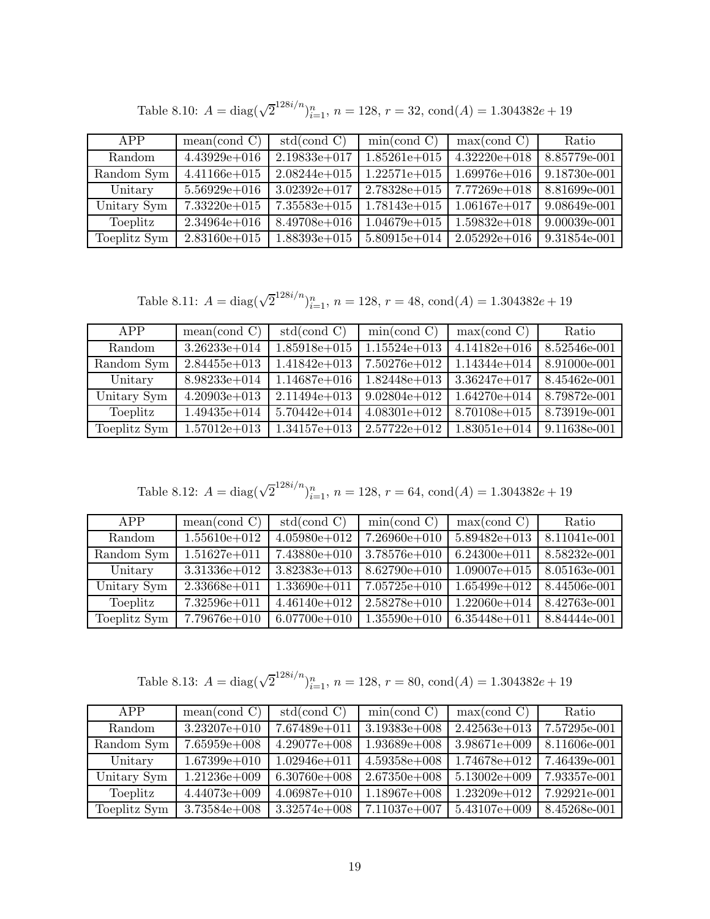Table 8.10: $A = \text{diag}(\sqrt{2}^{128i/n})_{i=1}^{n}$, $n = 128$, $r = 32$, $\text{cond}(A) = 1.304382e + 19$

| APP | mean(cond C) | std(cond C) | min(cond C) | max(cond C) | Ratio |
|---|---|---|---|---|---|
| Random | 4.43929e+016 | 2.19833e+017 | 1.85261e+015 | 4.32220e+018 | 8.85779e-001 |
| Random Sym | 4.41166e+015 | 2.08244e+015 | 1.22571e+015 | 1.69976e+016 | 9.18730e-001 |
| Unitary | 5.56929e+016 | 3.02392e+017 | 2.78328e+015 | 7.77269e+018 | 8.81699e-001 |
| Unitary Sym | 7.33220e+015 | 7.35583e+015 | 1.78143e+015 | 1.06167e+017 | 9.08649e-001 |
| Toeplitz | 2.34964e+016 | 8.49708e+016 | 1.04679e+015 | 1.59832e+018 | 9.00039e-001 |
| Toeplitz Sym | 2.83160e+015 | 1.88393e+015 | 5.80915e+014 | 2.05292e+016 | 9.31854e-001 |

Table 8.11: $A = \text{diag}(\sqrt{2}^{128i/n})_{i=1}^{n}$, $n = 128$, $r = 48$, $\text{cond}(A) = 1.304382e + 19$

| APP | mean(cond C) | std(cond C) | min(cond C) | max(cond C) | Ratio |
|---|---|---|---|---|---|
| Random | 3.26233e+014 | 1.85918e+015 | 1.15524e+013 | 4.14182e+016 | 8.52546e-001 |
| Random Sym | 2.84455e+013 | 1.41842e+013 | 7.50276e+012 | 1.14344e+014 | 8.91000e-001 |
| Unitary | 8.98233e+014 | 1.14687e+016 | 1.82448e+013 | 3.36247e+017 | 8.45462e-001 |
| Unitary Sym | 4.20903e+013 | 2.11494e+013 | 9.02804e+012 | 1.64270e+014 | 8.79872e-001 |
| Toeplitz | 1.49435e+014 | 5.70442e+014 | 4.08301e+012 | 8.70108e+015 | 8.73919e-001 |
| Toeplitz Sym | 1.57012e+013 | 1.34157e+013 | 2.57722e+012 | 1.83051e+014 | 9.11638e-001 |

Table 8.12: $A = \text{diag}(\sqrt{2}^{128i/n})_{i=1}^{n}$, $n = 128$, $r = 64$, $\text{cond}(A) = 1.304382e + 19$

| APP | mean(cond C) | std(cond C) | min(cond C) | max(cond C) | Ratio |
|---|---|---|---|---|---|
| Random | 1.55610e+012 | 4.05980e+012 | 7.26960e+010 | 5.89482e+013 | 8.11041e-001 |
| Random Sym | 1.51627e+011 | 7.43880e+010 | 3.78576e+010 | 6.24300e+011 | 8.58232e-001 |
| Unitary | 3.31336e+012 | 3.82383e+013 | 8.62790e+010 | 1.09007e+015 | 8.05163e-001 |
| Unitary Sym | 2.33668e+011 | 1.33690e+011 | 7.05725e+010 | 1.65499e+012 | 8.44506e-001 |
| Toeplitz | 7.32596e+011 | 4.46140e+012 | 2.58278e+010 | 1.22060e+014 | 8.42763e-001 |
| Toeplitz Sym | 7.79676e+010 | 6.07700e+010 | 1.35590e+010 | 6.35448e+011 | 8.84444e-001 |

Table 8.13: $A = \text{diag}(\sqrt{2}^{128i/n})_{i=1}^{n}$, $n = 128$, $r = 80$, $\text{cond}(A) = 1.304382e + 19$

| APP | mean(cond C) | std(cond C) | min(cond C) | max(cond C) | Ratio |
|---|---|---|---|---|---|
| Random | 3.23207e+010 | 7.67489e+011 | 3.19383e+008 | 2.42563e+013 | 7.57295e-001 |
| Random Sym | 7.65959e+008 | 4.29077e+008 | 1.93689e+008 | 3.98671e+009 | 8.11606e-001 |
| Unitary | 1.67399e+010 | 1.02946e+011 | 4.59358e+008 | 1.74678e+012 | 7.46439e-001 |
| Unitary Sym | 1.21236e+009 | 6.30760e+008 | 2.67350e+008 | 5.13002e+009 | 7.93357e-001 |
| Toeplitz | 4.44073e+009 | 4.06987e+010 | 1.18967e+008 | 1.23209e+012 | 7.92921e-001 |
| Toeplitz Sym | 3.73584e+008 | 3.32574e+008 | 7.11037e+007 | 5.43107e+009 | 8.45268e-001 |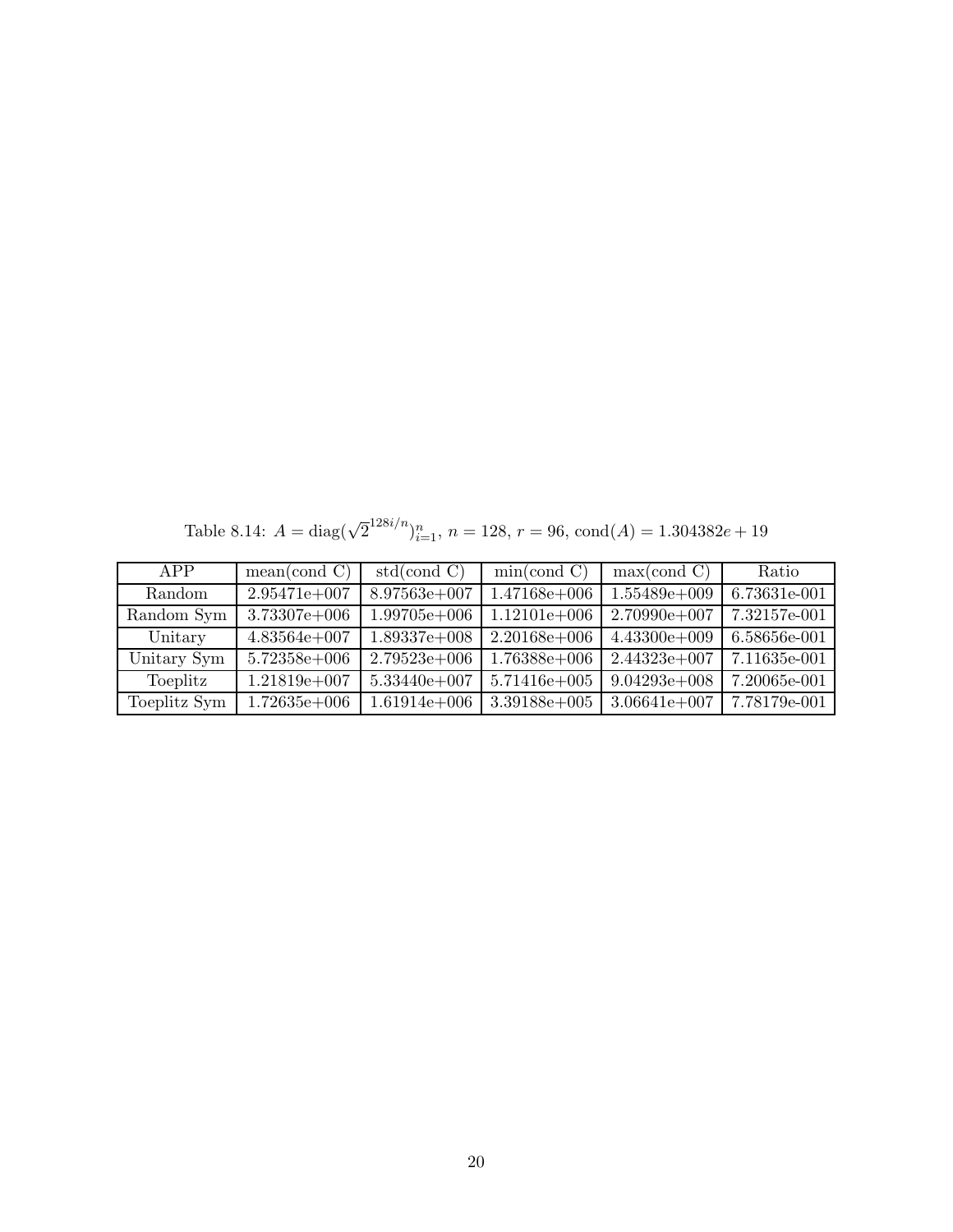Table 8.14: $A = \text{diag}(\sqrt{2}^{128i/n})_{i=1}^{n}$, $n = 128$, $r = 96$, $\text{cond}(A) = 1.304382e+19$

| APP | mean(cond C) | std(cond C) | min(cond C) | max(cond C) | Ratio |
|---|---|---|---|---|---|
| Random | 2.95471e+007 | 8.97563e+007 | 1.47168e+006 | 1.55489e+009 | 6.73631e-001 |
| Random Sym | 3.73307e+006 | 1.99705e+006 | 1.12101e+006 | 2.70990e+007 | 7.32157e-001 |
| Unitary | 4.83564e+007 | 1.89337e+008 | 2.20168e+006 | 4.43300e+009 | 6.58656e-001 |
| Unitary Sym | 5.72358e+006 | 2.79523e+006 | 1.76388e+006 | 2.44323e+007 | 7.11635e-001 |
| Toeplitz | 1.21819e+007 | 5.33440e+007 | 5.71416e+005 | 9.04293e+008 | 7.20065e-001 |
| Toeplitz Sym | 1.72635e+006 | 1.61914e+006 | 3.39188e+005 | 3.06641e+007 | 7.78179e-001 |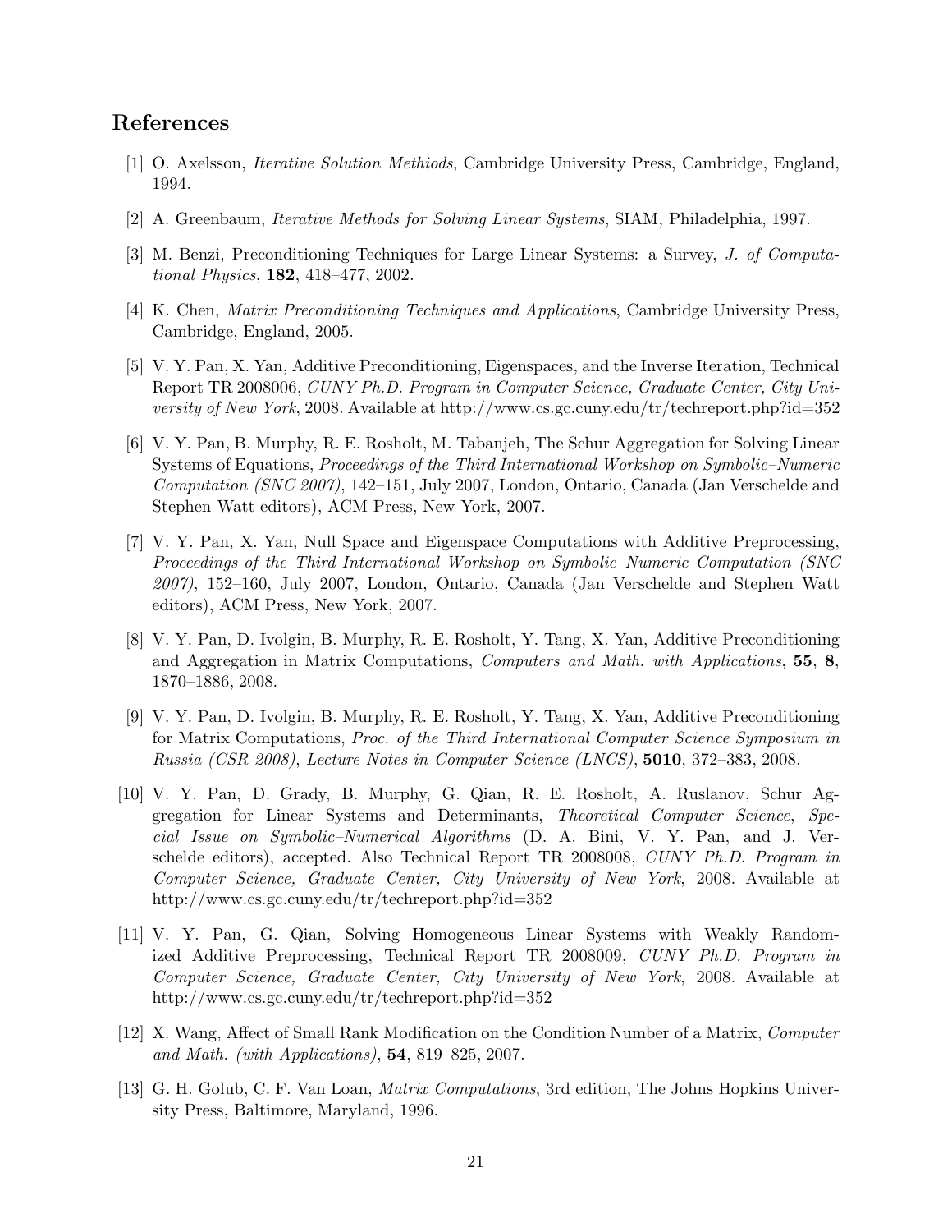## References

[1] O. Axelsson, *Iterative Solution Methiods*, Cambridge University Press, Cambridge, England, 1994.

[2] A. Greenbaum, *Iterative Methods for Solving Linear Systems*, SIAM, Philadelphia, 1997.

[3] M. Benzi, Preconditioning Techniques for Large Linear Systems: a Survey, *J. of Computational Physics*, **182**, 418–477, 2002.

[4] K. Chen, *Matrix Preconditioning Techniques and Applications*, Cambridge University Press, Cambridge, England, 2005.

[5] V. Y. Pan, X. Yan, Additive Preconditioning, Eigenspaces, and the Inverse Iteration, Technical Report TR 2008006, *CUNY Ph.D. Program in Computer Science, Graduate Center, City University of New York*, 2008. Available at http://www.cs.gc.cuny.edu/tr/techreport.php?id=352

[6] V. Y. Pan, B. Murphy, R. E. Rosholt, M. Tabanjeh, The Schur Aggregation for Solving Linear Systems of Equations, *Proceedings of the Third International Workshop on Symbolic–Numeric Computation (SNC 2007)*, 142–151, July 2007, London, Ontario, Canada (Jan Verschelde and Stephen Watt editors), ACM Press, New York, 2007.

[7] V. Y. Pan, X. Yan, Null Space and Eigenspace Computations with Additive Preprocessing, *Proceedings of the Third International Workshop on Symbolic–Numeric Computation (SNC 2007)*, 152–160, July 2007, London, Ontario, Canada (Jan Verschelde and Stephen Watt editors), ACM Press, New York, 2007.

[8] V. Y. Pan, D. Ivolgin, B. Murphy, R. E. Rosholt, Y. Tang, X. Yan, Additive Preconditioning and Aggregation in Matrix Computations, *Computers and Math. with Applications*, **55**, **8**, 1870–1886, 2008.

[9] V. Y. Pan, D. Ivolgin, B. Murphy, R. E. Rosholt, Y. Tang, X. Yan, Additive Preconditioning for Matrix Computations, *Proc. of the Third International Computer Science Symposium in Russia (CSR 2008), Lecture Notes in Computer Science (LNCS)*, **5010**, 372–383, 2008.

[10] V. Y. Pan, D. Grady, B. Murphy, G. Qian, R. E. Rosholt, A. Ruslanov, Schur Aggregation for Linear Systems and Determinants, *Theoretical Computer Science*, *Special Issue on Symbolic–Numerical Algorithms* (D. A. Bini, V. Y. Pan, and J. Verschelde editors), accepted. Also Technical Report TR 2008008, *CUNY Ph.D. Program in Computer Science, Graduate Center, City University of New York*, 2008. Available at http://www.cs.gc.cuny.edu/tr/techreport.php?id=352

[11] V. Y. Pan, G. Qian, Solving Homogeneous Linear Systems with Weakly Randomized Additive Preprocessing, Technical Report TR 2008009, *CUNY Ph.D. Program in Computer Science, Graduate Center, City University of New York*, 2008. Available at http://www.cs.gc.cuny.edu/tr/techreport.php?id=352

[12] X. Wang, Affect of Small Rank Modification on the Condition Number of a Matrix, *Computer and Math. (with Applications)*, **54**, 819–825, 2007.

[13] G. H. Golub, C. F. Van Loan, *Matrix Computations*, 3rd edition, The Johns Hopkins University Press, Baltimore, Maryland, 1996.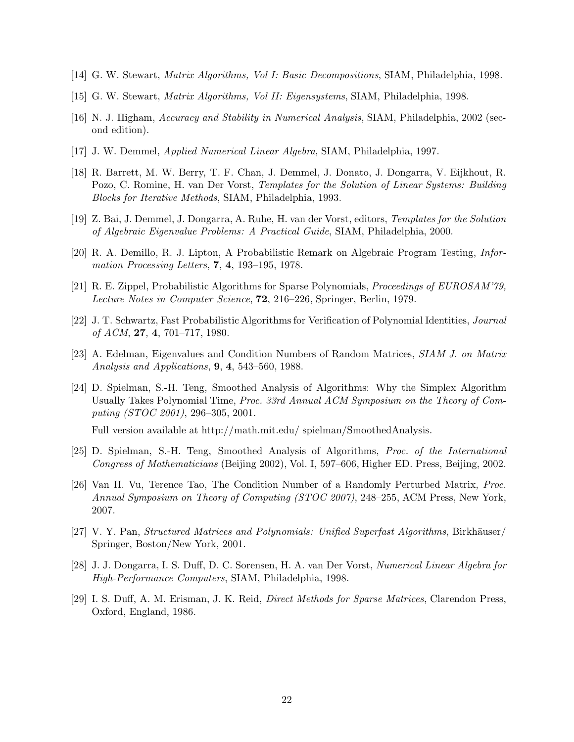[14] G. W. Stewart, *Matrix Algorithms, Vol I: Basic Decompositions*, SIAM, Philadelphia, 1998.

[15] G. W. Stewart, *Matrix Algorithms, Vol II: Eigensystems*, SIAM, Philadelphia, 1998.

[16] N. J. Higham, *Accuracy and Stability in Numerical Analysis*, SIAM, Philadelphia, 2002 (second edition).

[17] J. W. Demmel, *Applied Numerical Linear Algebra*, SIAM, Philadelphia, 1997.

[18] R. Barrett, M. W. Berry, T. F. Chan, J. Demmel, J. Donato, J. Dongarra, V. Eijkhout, R. Pozo, C. Romine, H. van Der Vorst, *Templates for the Solution of Linear Systems: Building Blocks for Iterative Methods*, SIAM, Philadelphia, 1993.

[19] Z. Bai, J. Demmel, J. Dongarra, A. Ruhe, H. van der Vorst, editors, *Templates for the Solution of Algebraic Eigenvalue Problems: A Practical Guide*, SIAM, Philadelphia, 2000.

[20] R. A. Demillo, R. J. Lipton, A Probabilistic Remark on Algebraic Program Testing, *Information Processing Letters*, **7**, **4**, 193–195, 1978.

[21] R. E. Zippel, Probabilistic Algorithms for Sparse Polynomials, *Proceedings of EUROSAM'79, Lecture Notes in Computer Science*, **72**, 216–226, Springer, Berlin, 1979.

[22] J. T. Schwartz, Fast Probabilistic Algorithms for Verification of Polynomial Identities, *Journal of ACM*, **27**, **4**, 701–717, 1980.

[23] A. Edelman, Eigenvalues and Condition Numbers of Random Matrices, *SIAM J. on Matrix Analysis and Applications*, **9**, **4**, 543–560, 1988.

[24] D. Spielman, S.-H. Teng, Smoothed Analysis of Algorithms: Why the Simplex Algorithm Usually Takes Polynomial Time, *Proc. 33rd Annual ACM Symposium on the Theory of Computing (STOC 2001)*, 296–305, 2001.

Full version available at http://math.mit.edu/ spielman/SmoothedAnalysis.

[25] D. Spielman, S.-H. Teng, Smoothed Analysis of Algorithms, *Proc. of the International Congress of Mathematicians* (Beijing 2002), Vol. I, 597–606, Higher ED. Press, Beijing, 2002.

[26] Van H. Vu, Terence Tao, The Condition Number of a Randomly Perturbed Matrix, *Proc. Annual Symposium on Theory of Computing (STOC 2007)*, 248–255, ACM Press, New York, 2007.

[27] V. Y. Pan, *Structured Matrices and Polynomials: Unified Superfast Algorithms*, Birkhäuser/ Springer, Boston/New York, 2001.

[28] J. J. Dongarra, I. S. Duff, D. C. Sorensen, H. A. van Der Vorst, *Numerical Linear Algebra for High-Performance Computers*, SIAM, Philadelphia, 1998.

[29] I. S. Duff, A. M. Erisman, J. K. Reid, *Direct Methods for Sparse Matrices*, Clarendon Press, Oxford, England, 1986.